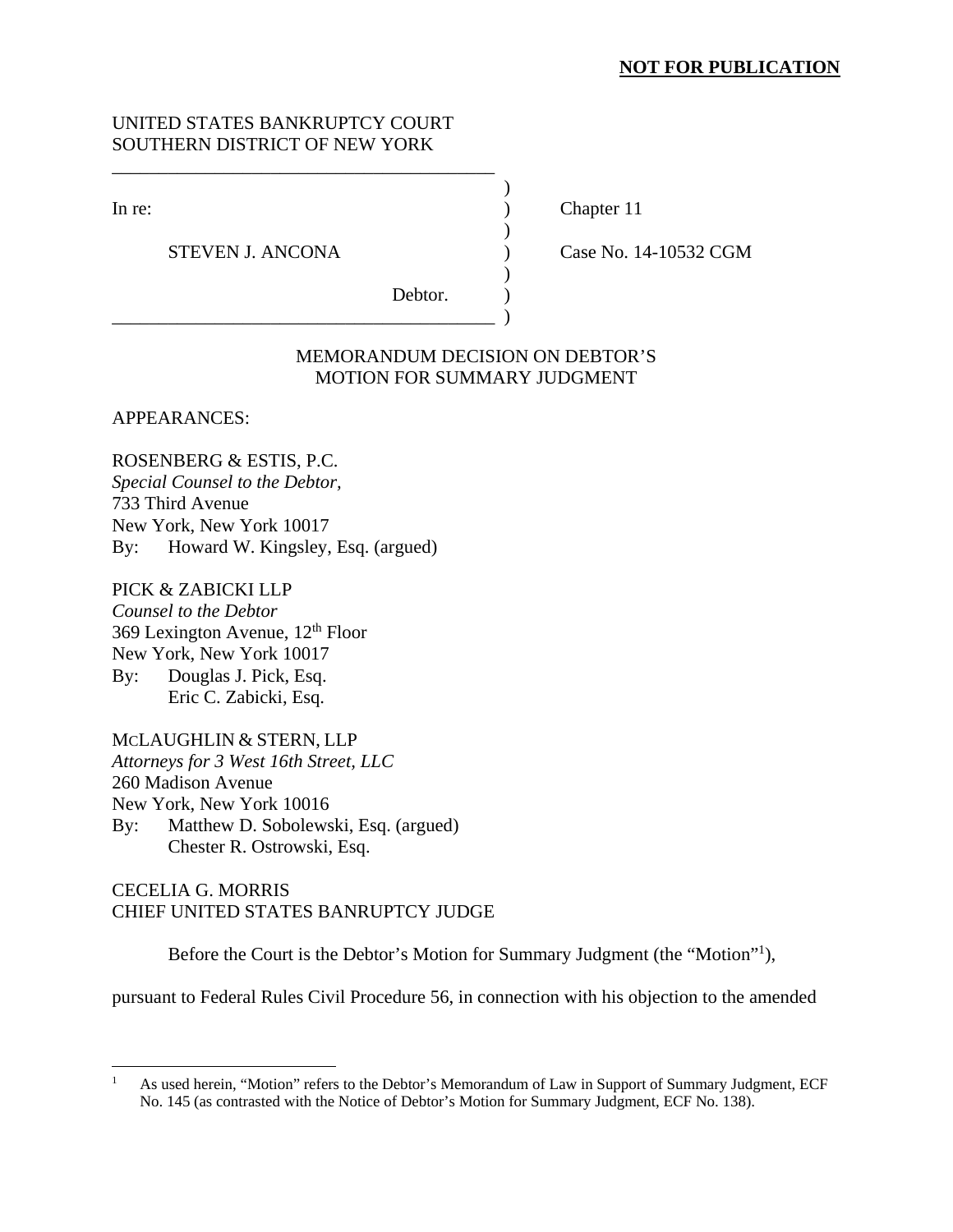**NOT FOR PUBLICATION**

UNITED STATES BANKRUPTCY COURT
SOUTHERN DISTRICT OF NEW YORK

| | | |
|---|---|---|
| In re: | ) | Chapter 11 |
| STEVEN J. ANCONA | ) | Case No. 14-10532 CGM |
| Debtor. | ) | |

MEMORANDUM DECISION ON DEBTOR'S
MOTION FOR SUMMARY JUDGMENT

APPEARANCES:

ROSENBERG & ESTIS, P.C.
*Special Counsel to the Debtor,*
733 Third Avenue
New York, New York 10017
By: Howard W. Kingsley, Esq. (argued)

PICK & ZABICKI LLP
*Counsel to the Debtor*
369 Lexington Avenue, 12th Floor
New York, New York 10017
By: Douglas J. Pick, Esq.
Eric C. Zabicki, Esq.

MCLAUGHLIN & STERN, LLP
*Attorneys for 3 West 16th Street, LLC*
260 Madison Avenue
New York, New York 10016
By: Matthew D. Sobolewski, Esq. (argued)
Chester R. Ostrowski, Esq.

CECELIA G. MORRIS
CHIEF UNITED STATES BANRUPTCY JUDGE

Before the Court is the Debtor's Motion for Summary Judgment (the "Motion"[1]), pursuant to Federal Rules Civil Procedure 56, in connection with his objection to the amended

[1] As used herein, "Motion" refers to the Debtor's Memorandum of Law in Support of Summary Judgment, ECF No. 145 (as contrasted with the Notice of Debtor's Motion for Summary Judgment, ECF No. 138).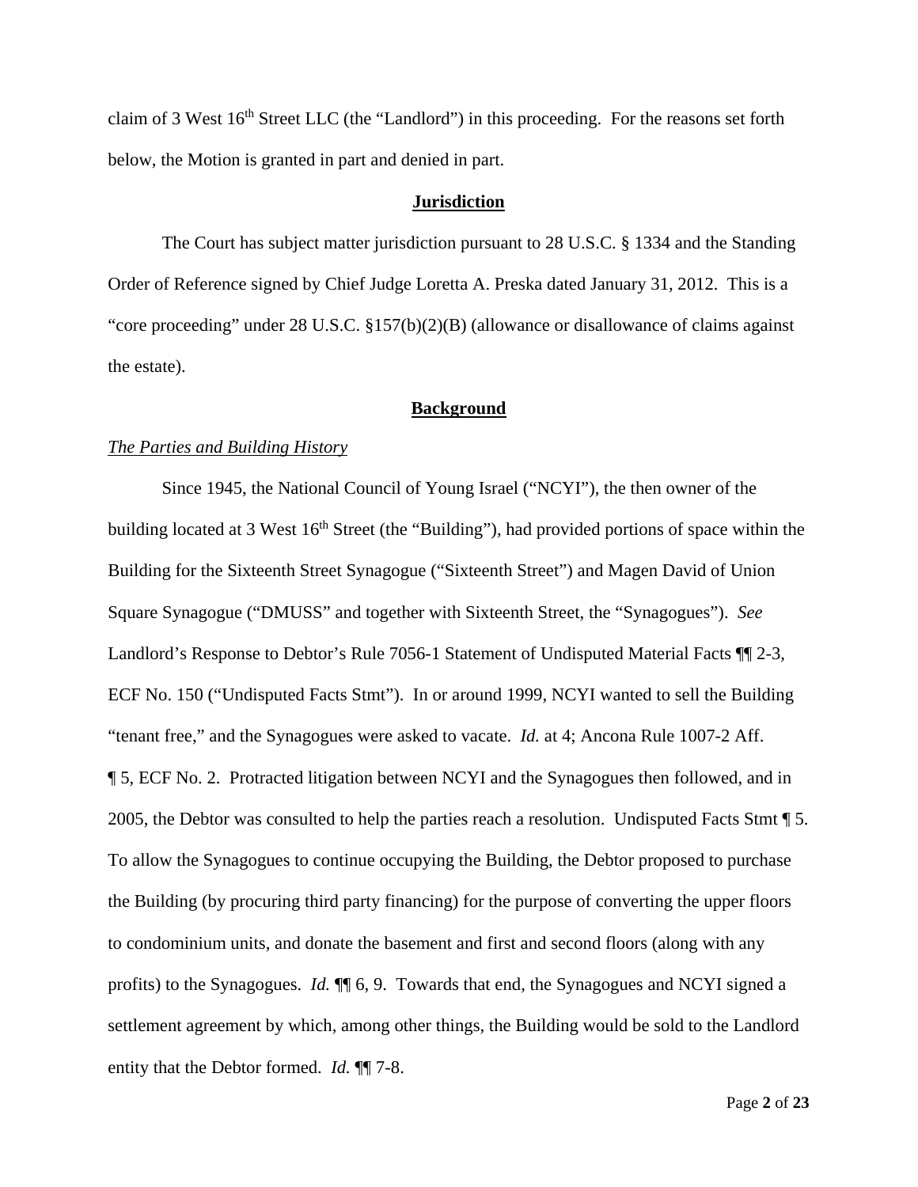claim of 3 West 16th Street LLC (the "Landlord") in this proceeding. For the reasons set forth below, the Motion is granted in part and denied in part.

## Jurisdiction

The Court has subject matter jurisdiction pursuant to 28 U.S.C. § 1334 and the Standing Order of Reference signed by Chief Judge Loretta A. Preska dated January 31, 2012. This is a "core proceeding" under 28 U.S.C. §157(b)(2)(B) (allowance or disallowance of claims against the estate).

## Background

### *The Parties and Building History*

Since 1945, the National Council of Young Israel ("NCYI"), the then owner of the building located at 3 West 16th Street (the "Building"), had provided portions of space within the Building for the Sixteenth Street Synagogue ("Sixteenth Street") and Magen David of Union Square Synagogue ("DMUSS" and together with Sixteenth Street, the "Synagogues"). *See* Landlord's Response to Debtor's Rule 7056-1 Statement of Undisputed Material Facts ¶¶ 2-3, ECF No. 150 ("Undisputed Facts Stmt"). In or around 1999, NCYI wanted to sell the Building "tenant free," and the Synagogues were asked to vacate. *Id.* at 4; Ancona Rule 1007-2 Aff. ¶ 5, ECF No. 2. Protracted litigation between NCYI and the Synagogues then followed, and in 2005, the Debtor was consulted to help the parties reach a resolution. Undisputed Facts Stmt ¶ 5. To allow the Synagogues to continue occupying the Building, the Debtor proposed to purchase the Building (by procuring third party financing) for the purpose of converting the upper floors to condominium units, and donate the basement and first and second floors (along with any profits) to the Synagogues. *Id.* ¶¶ 6, 9. Towards that end, the Synagogues and NCYI signed a settlement agreement by which, among other things, the Building would be sold to the Landlord entity that the Debtor formed. *Id.* ¶¶ 7-8.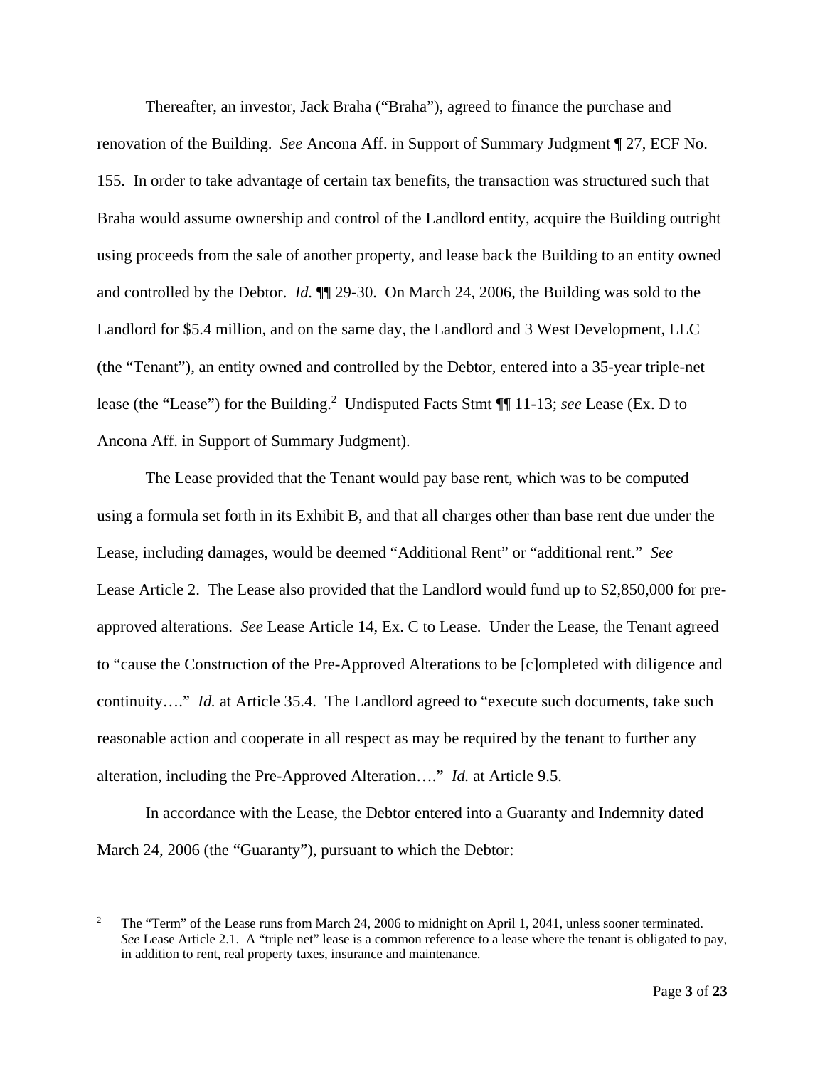Thereafter, an investor, Jack Braha ("Braha"), agreed to finance the purchase and renovation of the Building. *See* Ancona Aff. in Support of Summary Judgment ¶ 27, ECF No. 155. In order to take advantage of certain tax benefits, the transaction was structured such that Braha would assume ownership and control of the Landlord entity, acquire the Building outright using proceeds from the sale of another property, and lease back the Building to an entity owned and controlled by the Debtor. *Id.* ¶¶ 29-30. On March 24, 2006, the Building was sold to the Landlord for $5.4 million, and on the same day, the Landlord and 3 West Development, LLC (the "Tenant"), an entity owned and controlled by the Debtor, entered into a 35-year triple-net lease (the "Lease") for the Building.[2] Undisputed Facts Stmt ¶¶ 11-13; *see* Lease (Ex. D to Ancona Aff. in Support of Summary Judgment).

The Lease provided that the Tenant would pay base rent, which was to be computed using a formula set forth in its Exhibit B, and that all charges other than base rent due under the Lease, including damages, would be deemed "Additional Rent" or "additional rent." *See* Lease Article 2. The Lease also provided that the Landlord would fund up to $2,850,000 for pre-approved alterations. *See* Lease Article 14, Ex. C to Lease. Under the Lease, the Tenant agreed to "cause the Construction of the Pre-Approved Alterations to be [c]ompleted with diligence and continuity…." *Id.* at Article 35.4. The Landlord agreed to "execute such documents, take such reasonable action and cooperate in all respect as may be required by the tenant to further any alteration, including the Pre-Approved Alteration…." *Id.* at Article 9.5.

In accordance with the Lease, the Debtor entered into a Guaranty and Indemnity dated March 24, 2006 (the "Guaranty"), pursuant to which the Debtor:

[2] The "Term" of the Lease runs from March 24, 2006 to midnight on April 1, 2041, unless sooner terminated. *See* Lease Article 2.1. A "triple net" lease is a common reference to a lease where the tenant is obligated to pay, in addition to rent, real property taxes, insurance and maintenance.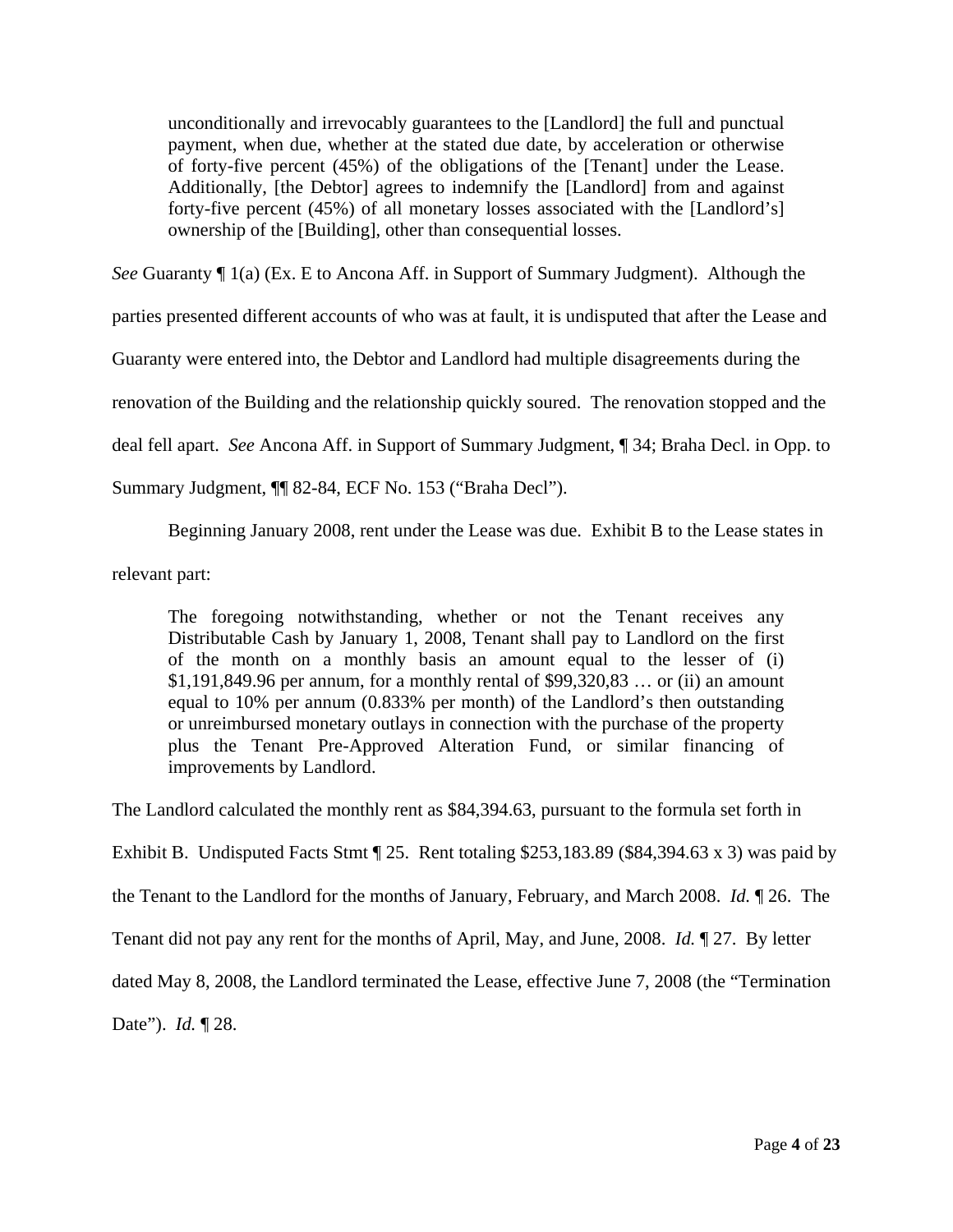> unconditionally and irrevocably guarantees to the [Landlord] the full and punctual payment, when due, whether at the stated due date, by acceleration or otherwise of forty-five percent (45%) of the obligations of the [Tenant] under the Lease. Additionally, [the Debtor] agrees to indemnify the [Landlord] from and against forty-five percent (45%) of all monetary losses associated with the [Landlord's] ownership of the [Building], other than consequential losses.

*See* Guaranty ¶ 1(a) (Ex. E to Ancona Aff. in Support of Summary Judgment). Although the parties presented different accounts of who was at fault, it is undisputed that after the Lease and Guaranty were entered into, the Debtor and Landlord had multiple disagreements during the renovation of the Building and the relationship quickly soured. The renovation stopped and the deal fell apart. *See* Ancona Aff. in Support of Summary Judgment, ¶ 34; Braha Decl. in Opp. to Summary Judgment, ¶¶ 82-84, ECF No. 153 ("Braha Decl").

Beginning January 2008, rent under the Lease was due. Exhibit B to the Lease states in relevant part:

> The foregoing notwithstanding, whether or not the Tenant receives any Distributable Cash by January 1, 2008, Tenant shall pay to Landlord on the first of the month on a monthly basis an amount equal to the lesser of (i) $1,191,849.96 per annum, for a monthly rental of $99,320,83 … or (ii) an amount equal to 10% per annum (0.833% per month) of the Landlord's then outstanding or unreimbursed monetary outlays in connection with the purchase of the property plus the Tenant Pre-Approved Alteration Fund, or similar financing of improvements by Landlord.

The Landlord calculated the monthly rent as $84,394.63, pursuant to the formula set forth in Exhibit B. Undisputed Facts Stmt ¶ 25. Rent totaling $253,183.89 ($84,394.63 x 3) was paid by the Tenant to the Landlord for the months of January, February, and March 2008. *Id.* ¶ 26. The Tenant did not pay any rent for the months of April, May, and June, 2008. *Id.* ¶ 27. By letter dated May 8, 2008, the Landlord terminated the Lease, effective June 7, 2008 (the "Termination Date"). *Id.* ¶ 28.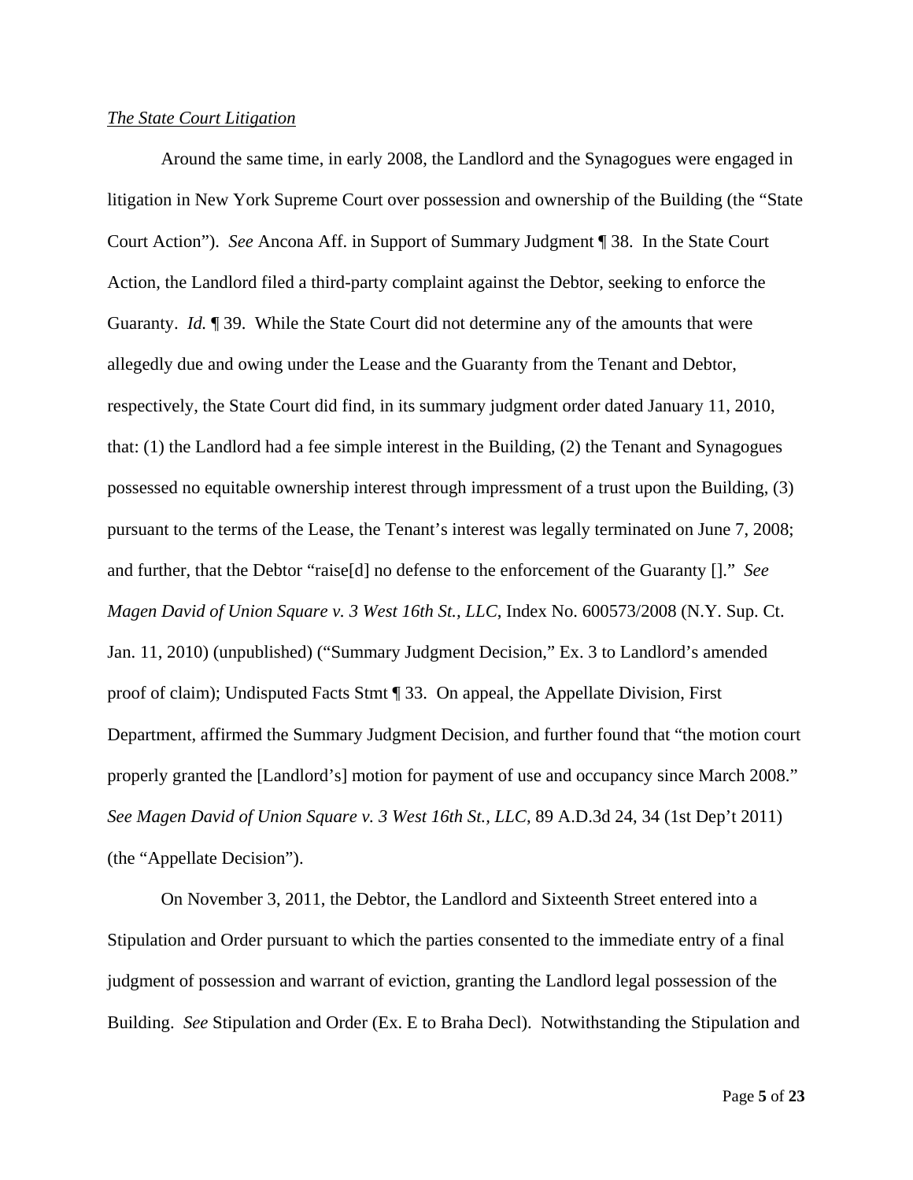*The State Court Litigation*

Around the same time, in early 2008, the Landlord and the Synagogues were engaged in litigation in New York Supreme Court over possession and ownership of the Building (the "State Court Action"). *See* Ancona Aff. in Support of Summary Judgment ¶ 38. In the State Court Action, the Landlord filed a third-party complaint against the Debtor, seeking to enforce the Guaranty. *Id.* ¶ 39. While the State Court did not determine any of the amounts that were allegedly due and owing under the Lease and the Guaranty from the Tenant and Debtor, respectively, the State Court did find, in its summary judgment order dated January 11, 2010, that: (1) the Landlord had a fee simple interest in the Building, (2) the Tenant and Synagogues possessed no equitable ownership interest through impressment of a trust upon the Building, (3) pursuant to the terms of the Lease, the Tenant's interest was legally terminated on June 7, 2008; and further, that the Debtor "raise[d] no defense to the enforcement of the Guaranty []." *See Magen David of Union Square v. 3 West 16th St., LLC*, Index No. 600573/2008 (N.Y. Sup. Ct. Jan. 11, 2010) (unpublished) ("Summary Judgment Decision," Ex. 3 to Landlord's amended proof of claim); Undisputed Facts Stmt ¶ 33. On appeal, the Appellate Division, First Department, affirmed the Summary Judgment Decision, and further found that "the motion court properly granted the [Landlord's] motion for payment of use and occupancy since March 2008." *See Magen David of Union Square v. 3 West 16th St., LLC*, 89 A.D.3d 24, 34 (1st Dep't 2011) (the "Appellate Decision").

On November 3, 2011, the Debtor, the Landlord and Sixteenth Street entered into a Stipulation and Order pursuant to which the parties consented to the immediate entry of a final judgment of possession and warrant of eviction, granting the Landlord legal possession of the Building. *See* Stipulation and Order (Ex. E to Braha Decl). Notwithstanding the Stipulation and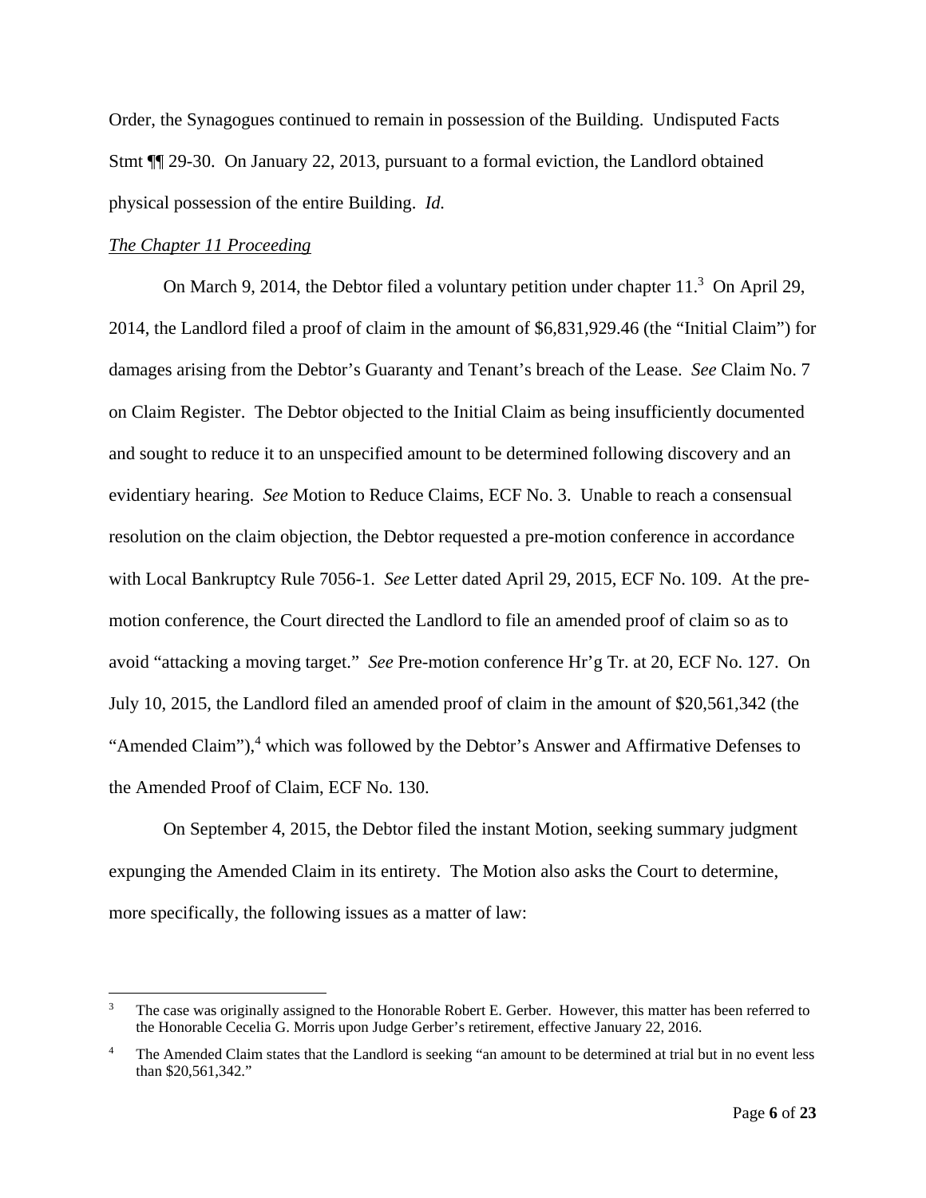Order, the Synagogues continued to remain in possession of the Building. Undisputed Facts Stmt ¶¶ 29-30. On January 22, 2013, pursuant to a formal eviction, the Landlord obtained physical possession of the entire Building. *Id.*

*The Chapter 11 Proceeding*

On March 9, 2014, the Debtor filed a voluntary petition under chapter 11.[3] On April 29, 2014, the Landlord filed a proof of claim in the amount of $6,831,929.46 (the "Initial Claim") for damages arising from the Debtor's Guaranty and Tenant's breach of the Lease. *See* Claim No. 7 on Claim Register. The Debtor objected to the Initial Claim as being insufficiently documented and sought to reduce it to an unspecified amount to be determined following discovery and an evidentiary hearing. *See* Motion to Reduce Claims, ECF No. 3. Unable to reach a consensual resolution on the claim objection, the Debtor requested a pre-motion conference in accordance with Local Bankruptcy Rule 7056-1. *See* Letter dated April 29, 2015, ECF No. 109. At the pre-motion conference, the Court directed the Landlord to file an amended proof of claim so as to avoid "attacking a moving target." *See* Pre-motion conference Hr'g Tr. at 20, ECF No. 127. On July 10, 2015, the Landlord filed an amended proof of claim in the amount of $20,561,342 (the "Amended Claim"),[4] which was followed by the Debtor's Answer and Affirmative Defenses to the Amended Proof of Claim, ECF No. 130.

On September 4, 2015, the Debtor filed the instant Motion, seeking summary judgment expunging the Amended Claim in its entirety. The Motion also asks the Court to determine, more specifically, the following issues as a matter of law:

---

[3] The case was originally assigned to the Honorable Robert E. Gerber. However, this matter has been referred to the Honorable Cecelia G. Morris upon Judge Gerber's retirement, effective January 22, 2016.

[4] The Amended Claim states that the Landlord is seeking "an amount to be determined at trial but in no event less than $20,561,342."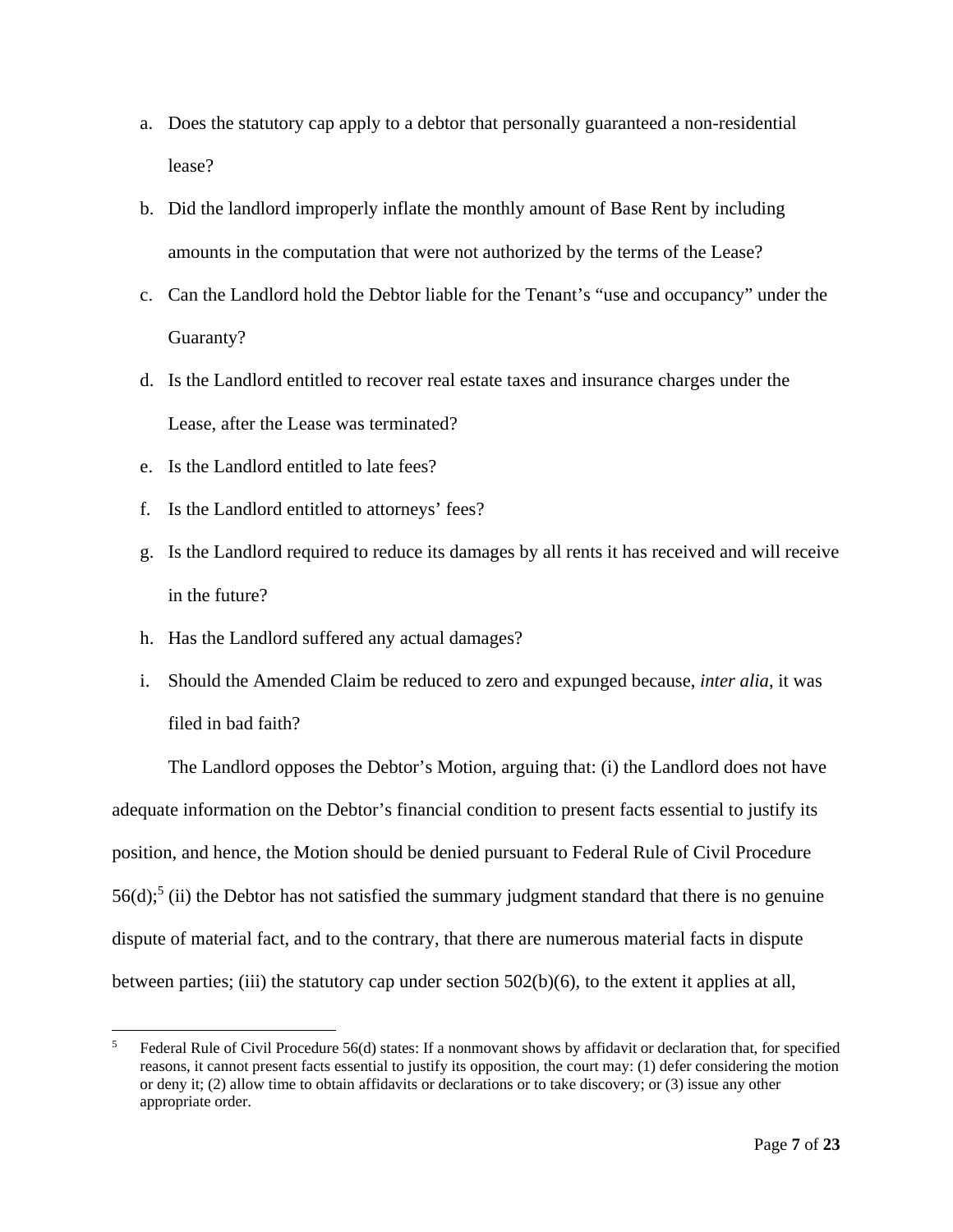a. Does the statutory cap apply to a debtor that personally guaranteed a non-residential lease?

b. Did the landlord improperly inflate the monthly amount of Base Rent by including amounts in the computation that were not authorized by the terms of the Lease?

c. Can the Landlord hold the Debtor liable for the Tenant's "use and occupancy" under the Guaranty?

d. Is the Landlord entitled to recover real estate taxes and insurance charges under the Lease, after the Lease was terminated?

e. Is the Landlord entitled to late fees?

f. Is the Landlord entitled to attorneys' fees?

g. Is the Landlord required to reduce its damages by all rents it has received and will receive in the future?

h. Has the Landlord suffered any actual damages?

i. Should the Amended Claim be reduced to zero and expunged because, *inter alia*, it was filed in bad faith?

The Landlord opposes the Debtor's Motion, arguing that: (i) the Landlord does not have adequate information on the Debtor's financial condition to present facts essential to justify its position, and hence, the Motion should be denied pursuant to Federal Rule of Civil Procedure 56(d);[5] (ii) the Debtor has not satisfied the summary judgment standard that there is no genuine dispute of material fact, and to the contrary, that there are numerous material facts in dispute between parties; (iii) the statutory cap under section 502(b)(6), to the extent it applies at all,

---

[5] Federal Rule of Civil Procedure 56(d) states: If a nonmovant shows by affidavit or declaration that, for specified reasons, it cannot present facts essential to justify its opposition, the court may: (1) defer considering the motion or deny it; (2) allow time to obtain affidavits or declarations or to take discovery; or (3) issue any other appropriate order.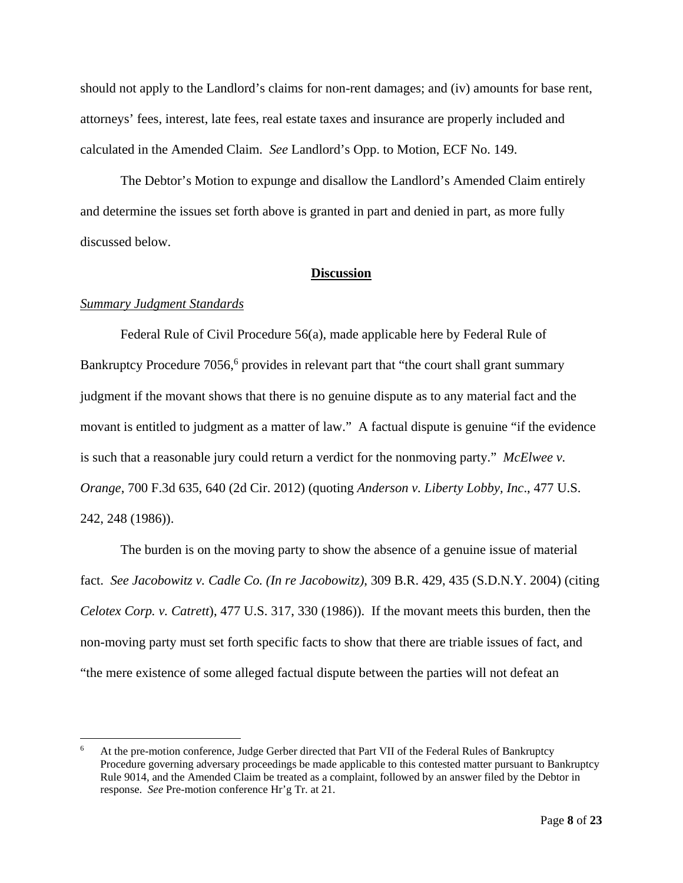should not apply to the Landlord's claims for non-rent damages; and (iv) amounts for base rent, attorneys' fees, interest, late fees, real estate taxes and insurance are properly included and calculated in the Amended Claim. *See* Landlord's Opp. to Motion, ECF No. 149.

The Debtor's Motion to expunge and disallow the Landlord's Amended Claim entirely and determine the issues set forth above is granted in part and denied in part, as more fully discussed below.

## **Discussion**

### *Summary Judgment Standards*

Federal Rule of Civil Procedure 56(a), made applicable here by Federal Rule of Bankruptcy Procedure 7056,[6] provides in relevant part that "the court shall grant summary judgment if the movant shows that there is no genuine dispute as to any material fact and the movant is entitled to judgment as a matter of law." A factual dispute is genuine "if the evidence is such that a reasonable jury could return a verdict for the nonmoving party." *McElwee v. Orange*, 700 F.3d 635, 640 (2d Cir. 2012) (quoting *Anderson v. Liberty Lobby, Inc*., 477 U.S. 242, 248 (1986)).

The burden is on the moving party to show the absence of a genuine issue of material fact. *See Jacobowitz v. Cadle Co. (In re Jacobowitz)*, 309 B.R. 429, 435 (S.D.N.Y. 2004) (citing *Celotex Corp. v. Catrett*), 477 U.S. 317, 330 (1986)). If the movant meets this burden, then the non-moving party must set forth specific facts to show that there are triable issues of fact, and "the mere existence of some alleged factual dispute between the parties will not defeat an

---

[6] At the pre-motion conference, Judge Gerber directed that Part VII of the Federal Rules of Bankruptcy Procedure governing adversary proceedings be made applicable to this contested matter pursuant to Bankruptcy Rule 9014, and the Amended Claim be treated as a complaint, followed by an answer filed by the Debtor in response. *See* Pre-motion conference Hr'g Tr. at 21.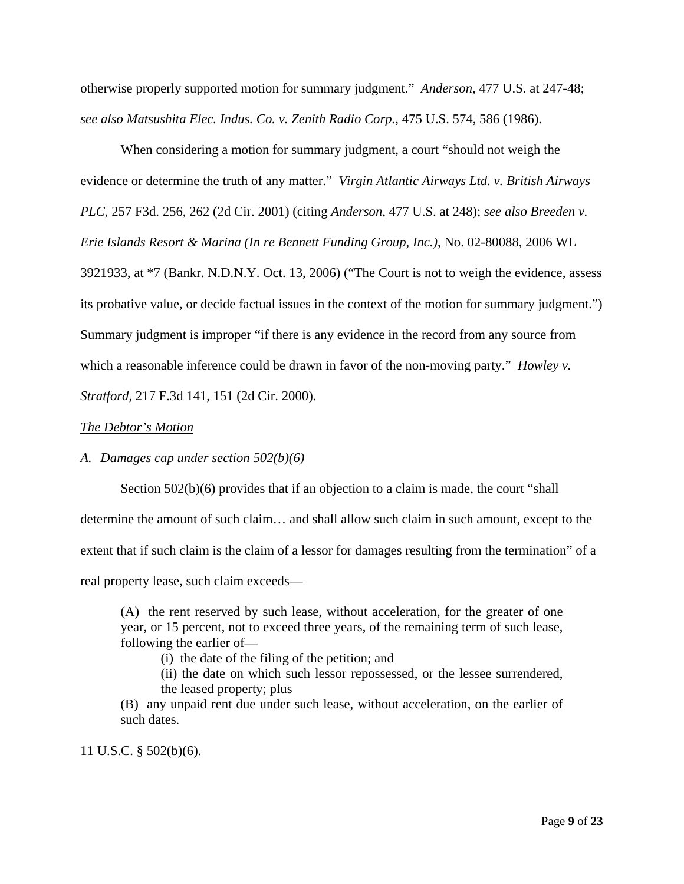otherwise properly supported motion for summary judgment." *Anderson*, 477 U.S. at 247-48; *see also Matsushita Elec. Indus. Co. v. Zenith Radio Corp.*, 475 U.S. 574, 586 (1986).

When considering a motion for summary judgment, a court "should not weigh the evidence or determine the truth of any matter." *Virgin Atlantic Airways Ltd. v. British Airways PLC*, 257 F3d. 256, 262 (2d Cir. 2001) (citing *Anderson*, 477 U.S. at 248); *see also Breeden v. Erie Islands Resort & Marina (In re Bennett Funding Group, Inc.)*, No. 02-80088, 2006 WL 3921933, at *7 (Bankr. N.D.N.Y. Oct. 13, 2006) ("The Court is not to weigh the evidence, assess its probative value, or decide factual issues in the context of the motion for summary judgment.") Summary judgment is improper "if there is any evidence in the record from any source from which a reasonable inference could be drawn in favor of the non-moving party." *Howley v. Stratford*, 217 F.3d 141, 151 (2d Cir. 2000).

*The Debtor's Motion*

*A. Damages cap under section 502(b)(6)*

Section 502(b)(6) provides that if an objection to a claim is made, the court "shall determine the amount of such claim… and shall allow such claim in such amount, except to the extent that if such claim is the claim of a lessor for damages resulting from the termination" of a real property lease, such claim exceeds—

> (A) the rent reserved by such lease, without acceleration, for the greater of one year, or 15 percent, not to exceed three years, of the remaining term of such lease, following the earlier of—
>
> (i) the date of the filing of the petition; and
>
> (ii) the date on which such lessor repossessed, or the lessee surrendered, the leased property; plus
>
> (B) any unpaid rent due under such lease, without acceleration, on the earlier of such dates.

11 U.S.C. § 502(b)(6).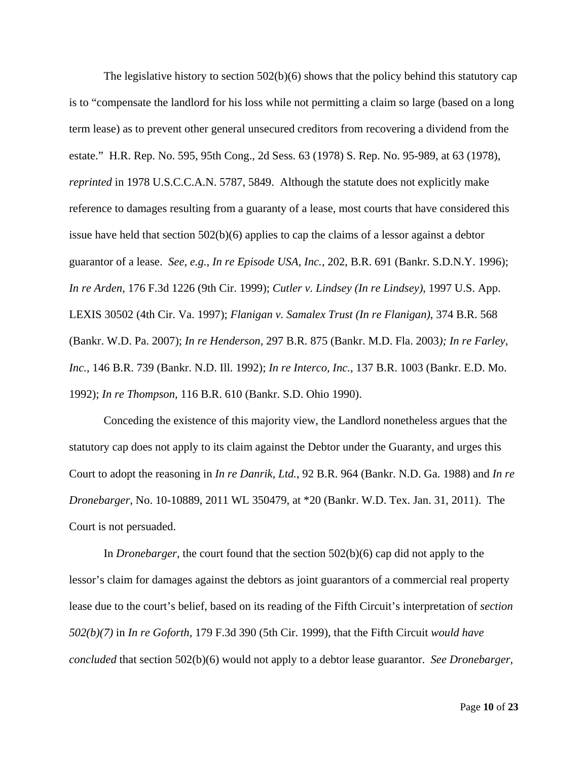The legislative history to section 502(b)(6) shows that the policy behind this statutory cap is to "compensate the landlord for his loss while not permitting a claim so large (based on a long term lease) as to prevent other general unsecured creditors from recovering a dividend from the estate." H.R. Rep. No. 595, 95th Cong., 2d Sess. 63 (1978) S. Rep. No. 95-989, at 63 (1978), *reprinted* in 1978 U.S.C.C.A.N. 5787, 5849. Although the statute does not explicitly make reference to damages resulting from a guaranty of a lease, most courts that have considered this issue have held that section 502(b)(6) applies to cap the claims of a lessor against a debtor guarantor of a lease. *See, e.g., In re Episode USA, Inc.*, 202, B.R. 691 (Bankr. S.D.N.Y. 1996); *In re Arden*, 176 F.3d 1226 (9th Cir. 1999); *Cutler v. Lindsey (In re Lindsey)*, 1997 U.S. App. LEXIS 30502 (4th Cir. Va. 1997); *Flanigan v. Samalex Trust (In re Flanigan)*, 374 B.R. 568 (Bankr. W.D. Pa. 2007); *In re Henderson*, 297 B.R. 875 (Bankr. M.D. Fla. 2003*); In re Farley, Inc.*, 146 B.R. 739 (Bankr. N.D. Ill. 1992); *In re Interco, Inc.*, 137 B.R. 1003 (Bankr. E.D. Mo. 1992); *In re Thompson*, 116 B.R. 610 (Bankr. S.D. Ohio 1990).

Conceding the existence of this majority view, the Landlord nonetheless argues that the statutory cap does not apply to its claim against the Debtor under the Guaranty, and urges this Court to adopt the reasoning in *In re Danrik, Ltd.*, 92 B.R. 964 (Bankr. N.D. Ga. 1988) and *In re Dronebarger*, No. 10-10889, 2011 WL 350479, at *20 (Bankr. W.D. Tex. Jan. 31, 2011). The Court is not persuaded.

In *Dronebarger*, the court found that the section 502(b)(6) cap did not apply to the lessor's claim for damages against the debtors as joint guarantors of a commercial real property lease due to the court's belief, based on its reading of the Fifth Circuit's interpretation of *section 502(b)(7)* in *In re Goforth*, 179 F.3d 390 (5th Cir. 1999), that the Fifth Circuit *would have concluded* that section 502(b)(6) would not apply to a debtor lease guarantor. *See Dronebarger*,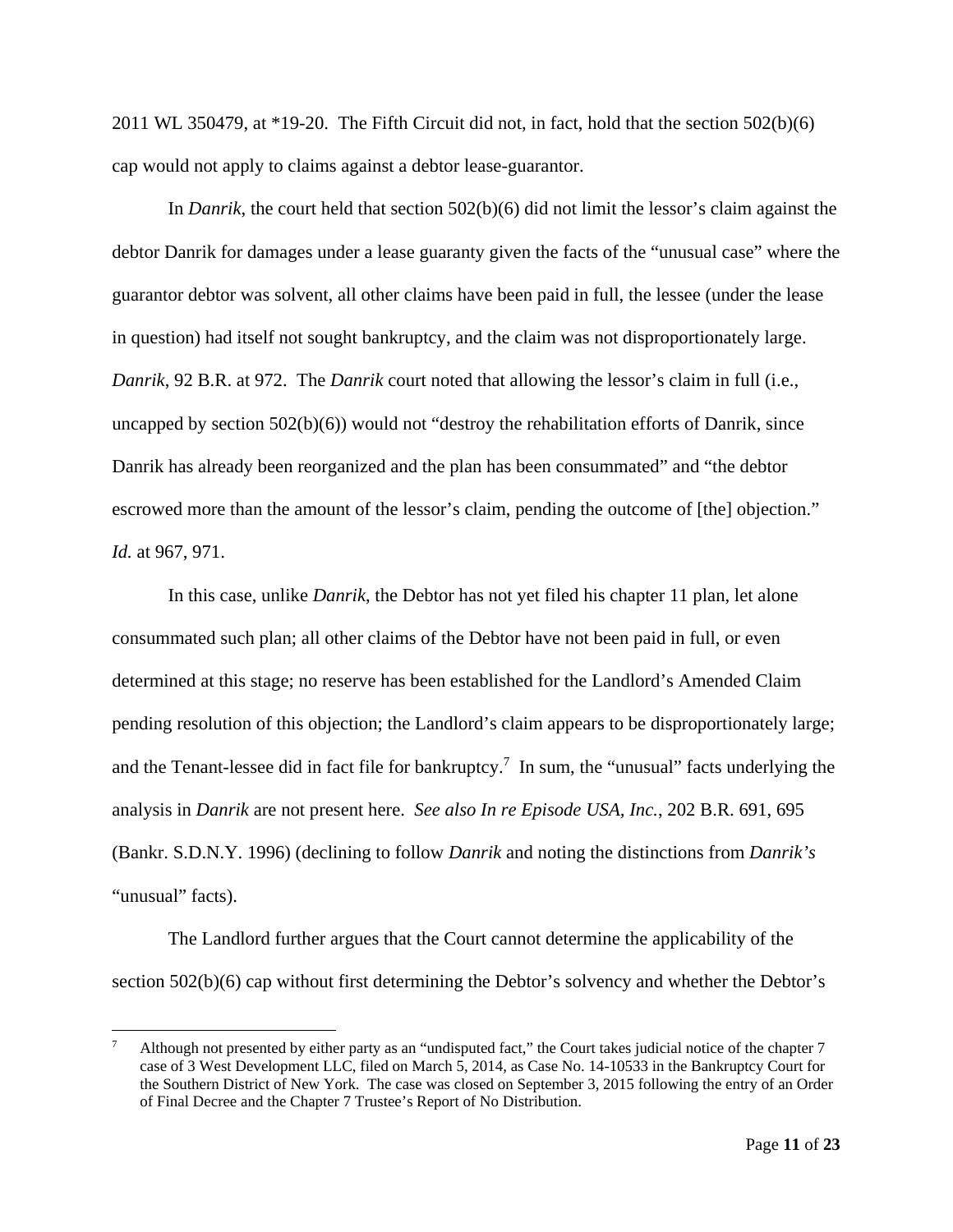2011 WL 350479, at *19-20. The Fifth Circuit did not, in fact, hold that the section 502(b)(6) cap would not apply to claims against a debtor lease-guarantor.

In *Danrik*, the court held that section 502(b)(6) did not limit the lessor's claim against the debtor Danrik for damages under a lease guaranty given the facts of the "unusual case" where the guarantor debtor was solvent, all other claims have been paid in full, the lessee (under the lease in question) had itself not sought bankruptcy, and the claim was not disproportionately large. *Danrik*, 92 B.R. at 972. The *Danrik* court noted that allowing the lessor's claim in full (i.e., uncapped by section 502(b)(6)) would not "destroy the rehabilitation efforts of Danrik, since Danrik has already been reorganized and the plan has been consummated" and "the debtor escrowed more than the amount of the lessor's claim, pending the outcome of [the] objection." *Id.* at 967, 971.

In this case, unlike *Danrik*, the Debtor has not yet filed his chapter 11 plan, let alone consummated such plan; all other claims of the Debtor have not been paid in full, or even determined at this stage; no reserve has been established for the Landlord's Amended Claim pending resolution of this objection; the Landlord's claim appears to be disproportionately large; and the Tenant-lessee did in fact file for bankruptcy.[7] In sum, the "unusual" facts underlying the analysis in *Danrik* are not present here. *See also In re Episode USA, Inc.*, 202 B.R. 691, 695 (Bankr. S.D.N.Y. 1996) (declining to follow *Danrik* and noting the distinctions from *Danrik's* "unusual" facts).

The Landlord further argues that the Court cannot determine the applicability of the section 502(b)(6) cap without first determining the Debtor's solvency and whether the Debtor's

---

[7] Although not presented by either party as an "undisputed fact," the Court takes judicial notice of the chapter 7 case of 3 West Development LLC, filed on March 5, 2014, as Case No. 14-10533 in the Bankruptcy Court for the Southern District of New York. The case was closed on September 3, 2015 following the entry of an Order of Final Decree and the Chapter 7 Trustee's Report of No Distribution.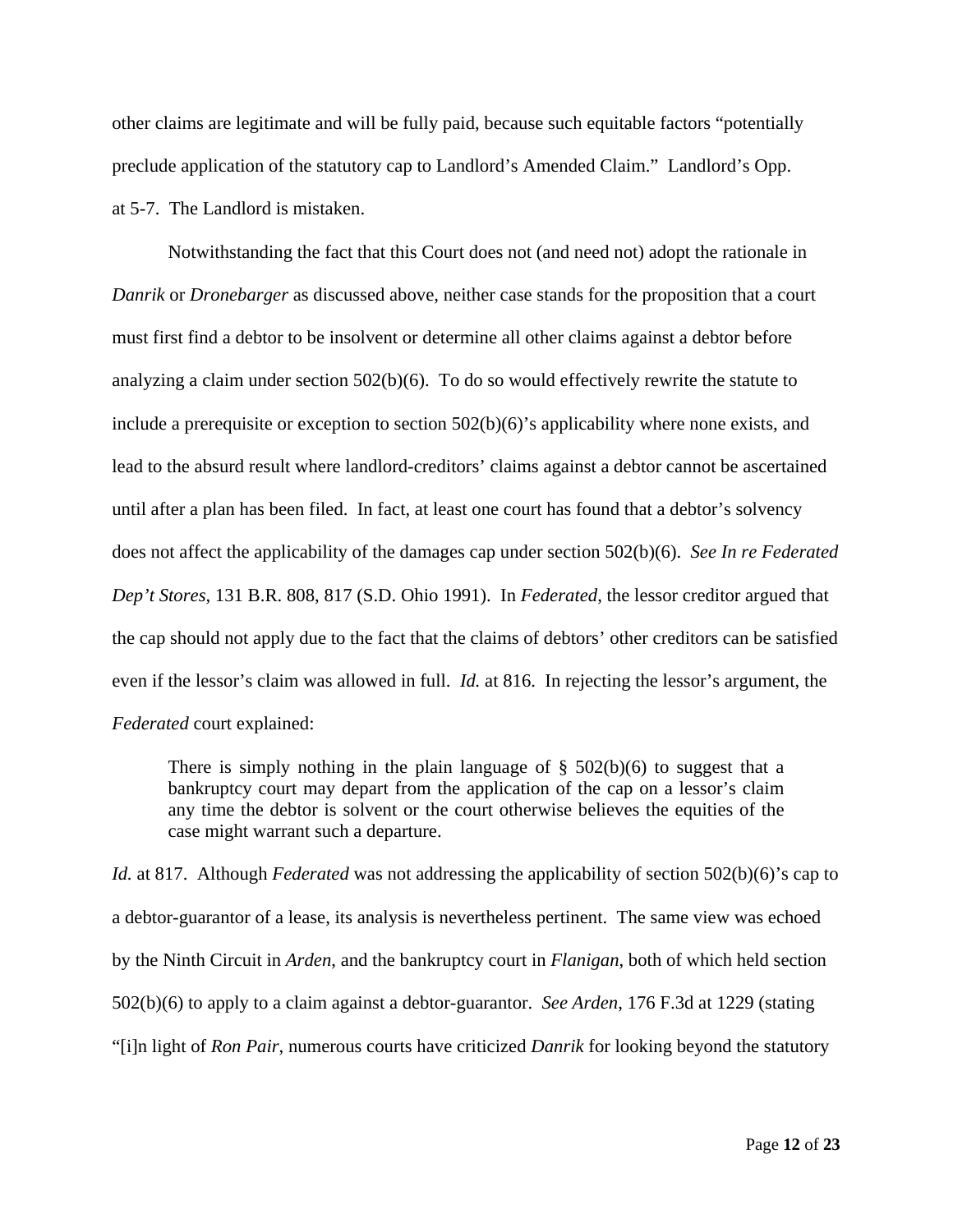other claims are legitimate and will be fully paid, because such equitable factors "potentially preclude application of the statutory cap to Landlord's Amended Claim." Landlord's Opp. at 5-7. The Landlord is mistaken.

Notwithstanding the fact that this Court does not (and need not) adopt the rationale in *Danrik* or *Dronebarger* as discussed above, neither case stands for the proposition that a court must first find a debtor to be insolvent or determine all other claims against a debtor before analyzing a claim under section 502(b)(6). To do so would effectively rewrite the statute to include a prerequisite or exception to section 502(b)(6)'s applicability where none exists, and lead to the absurd result where landlord-creditors' claims against a debtor cannot be ascertained until after a plan has been filed. In fact, at least one court has found that a debtor's solvency does not affect the applicability of the damages cap under section 502(b)(6). *See In re Federated Dep't Stores*, 131 B.R. 808, 817 (S.D. Ohio 1991). In *Federated*, the lessor creditor argued that the cap should not apply due to the fact that the claims of debtors' other creditors can be satisfied even if the lessor's claim was allowed in full. *Id.* at 816. In rejecting the lessor's argument, the *Federated* court explained:

> There is simply nothing in the plain language of § 502(b)(6) to suggest that a bankruptcy court may depart from the application of the cap on a lessor's claim any time the debtor is solvent or the court otherwise believes the equities of the case might warrant such a departure.

*Id.* at 817. Although *Federated* was not addressing the applicability of section 502(b)(6)'s cap to a debtor-guarantor of a lease, its analysis is nevertheless pertinent. The same view was echoed by the Ninth Circuit in *Arden*, and the bankruptcy court in *Flanigan*, both of which held section 502(b)(6) to apply to a claim against a debtor-guarantor. *See Arden*, 176 F.3d at 1229 (stating "[i]n light of *Ron Pair*, numerous courts have criticized *Danrik* for looking beyond the statutory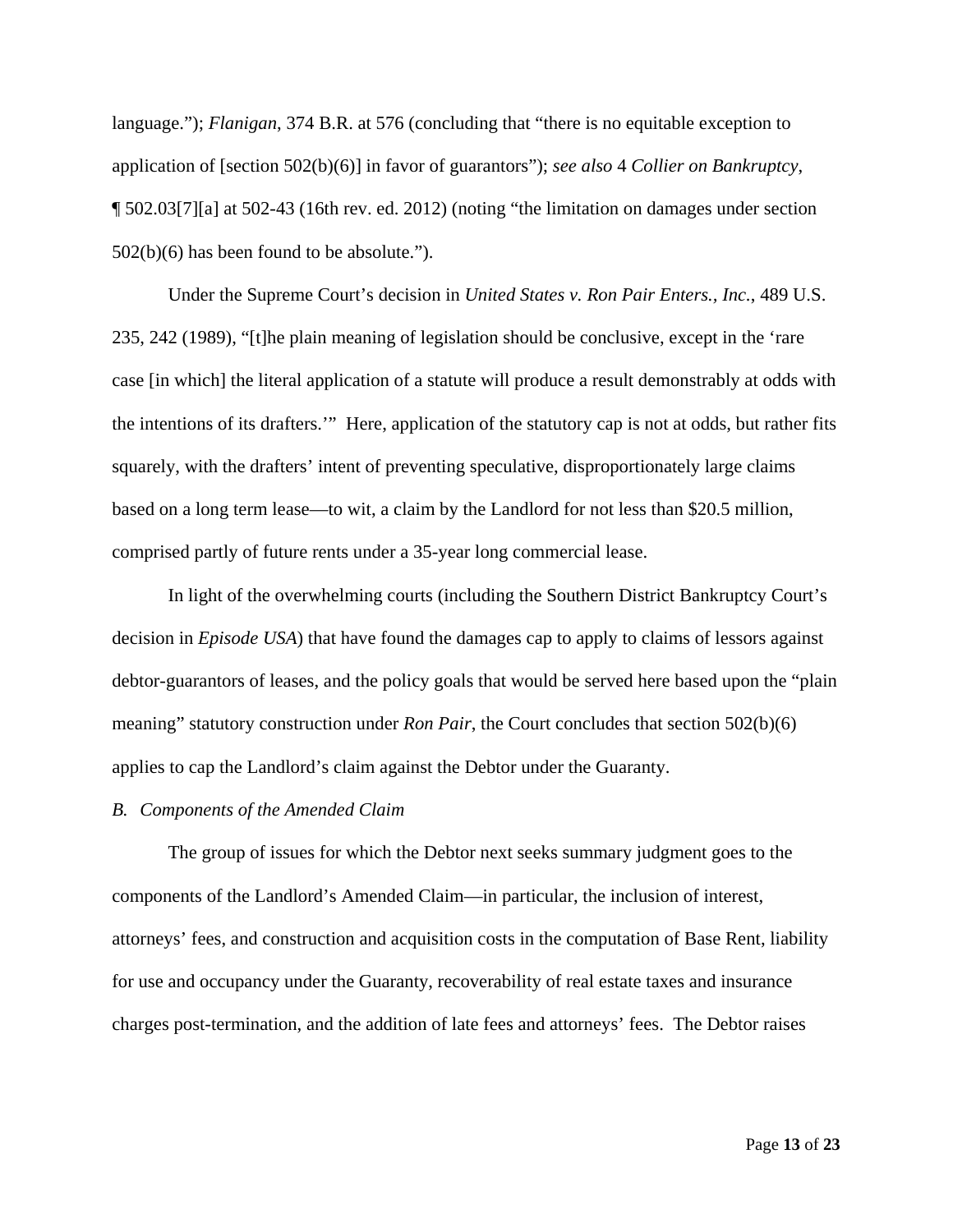language."); *Flanigan*, 374 B.R. at 576 (concluding that "there is no equitable exception to application of [section 502(b)(6)] in favor of guarantors"); *see also* 4 *Collier on Bankruptcy*, ¶ 502.03[7][a] at 502-43 (16th rev. ed. 2012) (noting "the limitation on damages under section 502(b)(6) has been found to be absolute.").

Under the Supreme Court's decision in *United States v. Ron Pair Enters., Inc.*, 489 U.S. 235, 242 (1989), "[t]he plain meaning of legislation should be conclusive, except in the 'rare case [in which] the literal application of a statute will produce a result demonstrably at odds with the intentions of its drafters.'" Here, application of the statutory cap is not at odds, but rather fits squarely, with the drafters' intent of preventing speculative, disproportionately large claims based on a long term lease—to wit, a claim by the Landlord for not less than $20.5 million, comprised partly of future rents under a 35-year long commercial lease.

In light of the overwhelming courts (including the Southern District Bankruptcy Court's decision in *Episode USA*) that have found the damages cap to apply to claims of lessors against debtor-guarantors of leases, and the policy goals that would be served here based upon the "plain meaning" statutory construction under *Ron Pair*, the Court concludes that section 502(b)(6) applies to cap the Landlord's claim against the Debtor under the Guaranty.

*B. Components of the Amended Claim*

The group of issues for which the Debtor next seeks summary judgment goes to the components of the Landlord's Amended Claim—in particular, the inclusion of interest, attorneys' fees, and construction and acquisition costs in the computation of Base Rent, liability for use and occupancy under the Guaranty, recoverability of real estate taxes and insurance charges post-termination, and the addition of late fees and attorneys' fees. The Debtor raises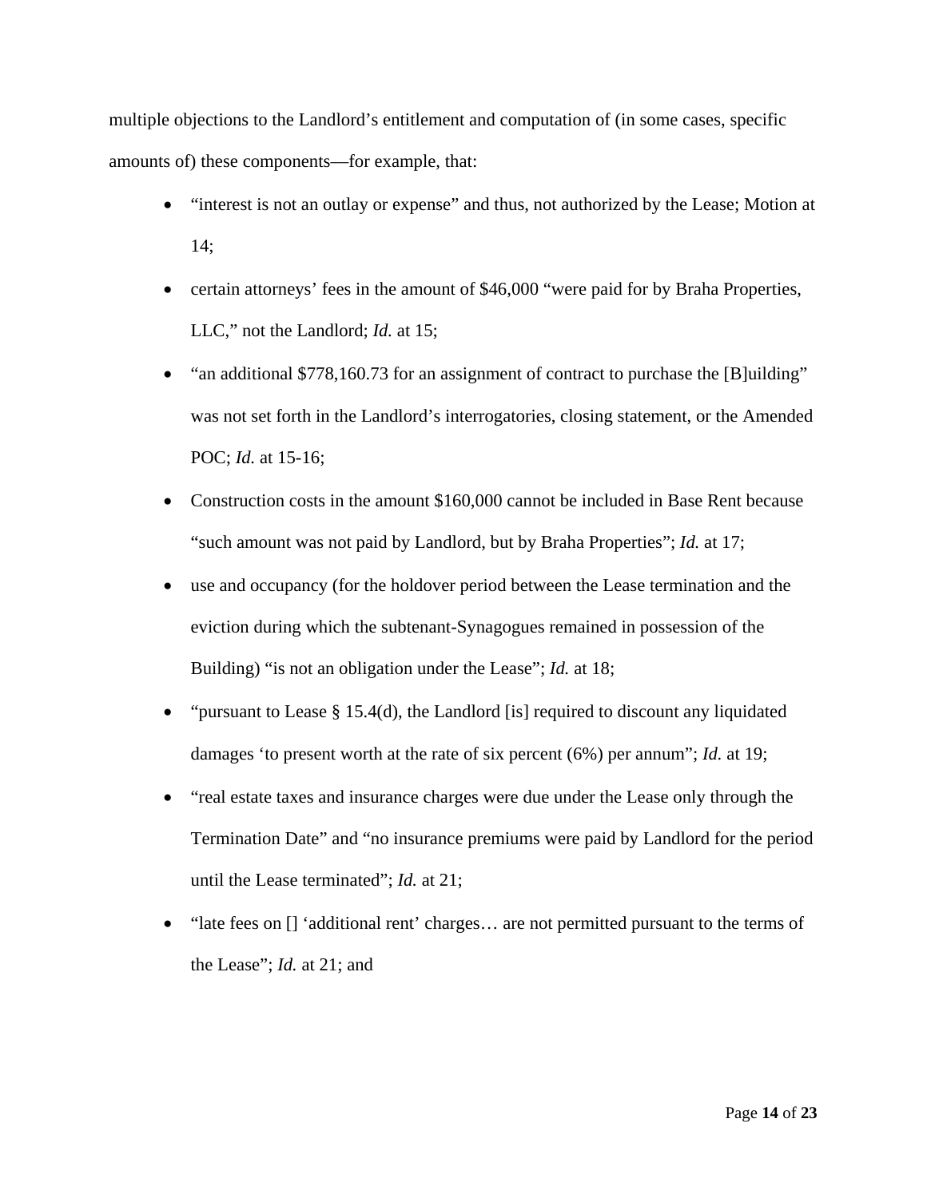multiple objections to the Landlord's entitlement and computation of (in some cases, specific amounts of) these components—for example, that:

- "interest is not an outlay or expense" and thus, not authorized by the Lease; Motion at 14;
- certain attorneys' fees in the amount of $46,000 "were paid for by Braha Properties, LLC," not the Landlord; *Id.* at 15;
- "an additional $778,160.73 for an assignment of contract to purchase the [B]uilding" was not set forth in the Landlord's interrogatories, closing statement, or the Amended POC; *Id.* at 15-16;
- Construction costs in the amount $160,000 cannot be included in Base Rent because "such amount was not paid by Landlord, but by Braha Properties"; *Id.* at 17;
- use and occupancy (for the holdover period between the Lease termination and the eviction during which the subtenant-Synagogues remained in possession of the Building) "is not an obligation under the Lease"; *Id.* at 18;
- "pursuant to Lease § 15.4(d), the Landlord [is] required to discount any liquidated damages 'to present worth at the rate of six percent (6%) per annum"; *Id.* at 19;
- "real estate taxes and insurance charges were due under the Lease only through the Termination Date" and "no insurance premiums were paid by Landlord for the period until the Lease terminated"; *Id.* at 21;
- "late fees on [] 'additional rent' charges… are not permitted pursuant to the terms of the Lease"; *Id.* at 21; and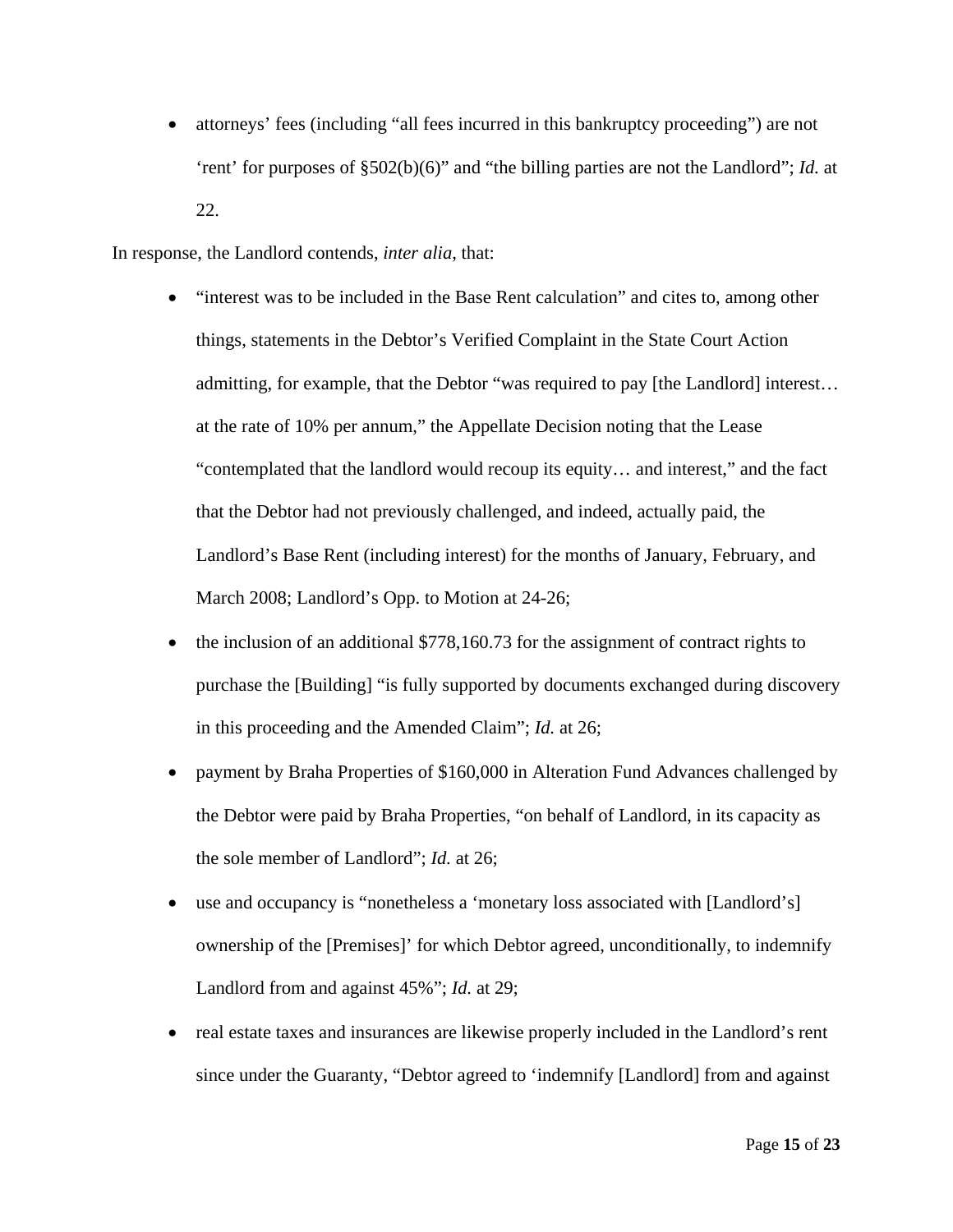- attorneys' fees (including "all fees incurred in this bankruptcy proceeding") are not 'rent' for purposes of §502(b)(6)" and "the billing parties are not the Landlord"; *Id.* at 22.

In response, the Landlord contends, *inter alia*, that:

- "interest was to be included in the Base Rent calculation" and cites to, among other things, statements in the Debtor's Verified Complaint in the State Court Action admitting, for example, that the Debtor "was required to pay [the Landlord] interest… at the rate of 10% per annum," the Appellate Decision noting that the Lease "contemplated that the landlord would recoup its equity… and interest," and the fact that the Debtor had not previously challenged, and indeed, actually paid, the Landlord's Base Rent (including interest) for the months of January, February, and March 2008; Landlord's Opp. to Motion at 24-26;
- the inclusion of an additional $778,160.73 for the assignment of contract rights to purchase the [Building] "is fully supported by documents exchanged during discovery in this proceeding and the Amended Claim"; *Id.* at 26;
- payment by Braha Properties of $160,000 in Alteration Fund Advances challenged by the Debtor were paid by Braha Properties, "on behalf of Landlord, in its capacity as the sole member of Landlord"; *Id.* at 26;
- use and occupancy is "nonetheless a 'monetary loss associated with [Landlord's] ownership of the [Premises]' for which Debtor agreed, unconditionally, to indemnify Landlord from and against 45%"; *Id.* at 29;
- real estate taxes and insurances are likewise properly included in the Landlord's rent since under the Guaranty, "Debtor agreed to 'indemnify [Landlord] from and against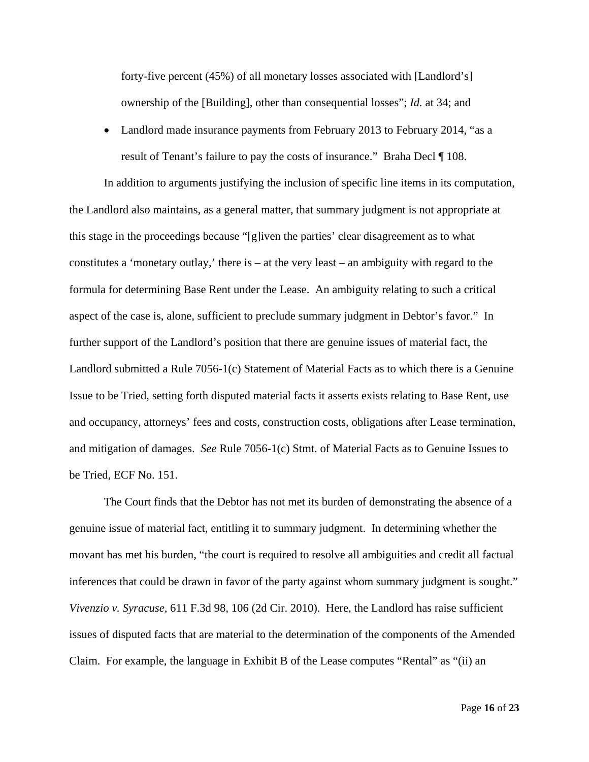forty-five percent (45%) of all monetary losses associated with [Landlord's] ownership of the [Building], other than consequential losses"; *Id.* at 34; and

- Landlord made insurance payments from February 2013 to February 2014, "as a result of Tenant's failure to pay the costs of insurance." Braha Decl ¶ 108.

In addition to arguments justifying the inclusion of specific line items in its computation, the Landlord also maintains, as a general matter, that summary judgment is not appropriate at this stage in the proceedings because "[g]iven the parties' clear disagreement as to what constitutes a 'monetary outlay,' there is – at the very least – an ambiguity with regard to the formula for determining Base Rent under the Lease. An ambiguity relating to such a critical aspect of the case is, alone, sufficient to preclude summary judgment in Debtor's favor." In further support of the Landlord's position that there are genuine issues of material fact, the Landlord submitted a Rule 7056-1(c) Statement of Material Facts as to which there is a Genuine Issue to be Tried, setting forth disputed material facts it asserts exists relating to Base Rent, use and occupancy, attorneys' fees and costs, construction costs, obligations after Lease termination, and mitigation of damages. *See* Rule 7056-1(c) Stmt. of Material Facts as to Genuine Issues to be Tried, ECF No. 151.

The Court finds that the Debtor has not met its burden of demonstrating the absence of a genuine issue of material fact, entitling it to summary judgment. In determining whether the movant has met his burden, "the court is required to resolve all ambiguities and credit all factual inferences that could be drawn in favor of the party against whom summary judgment is sought." *Vivenzio v. Syracuse*, 611 F.3d 98, 106 (2d Cir. 2010). Here, the Landlord has raise sufficient issues of disputed facts that are material to the determination of the components of the Amended Claim. For example, the language in Exhibit B of the Lease computes "Rental" as "(ii) an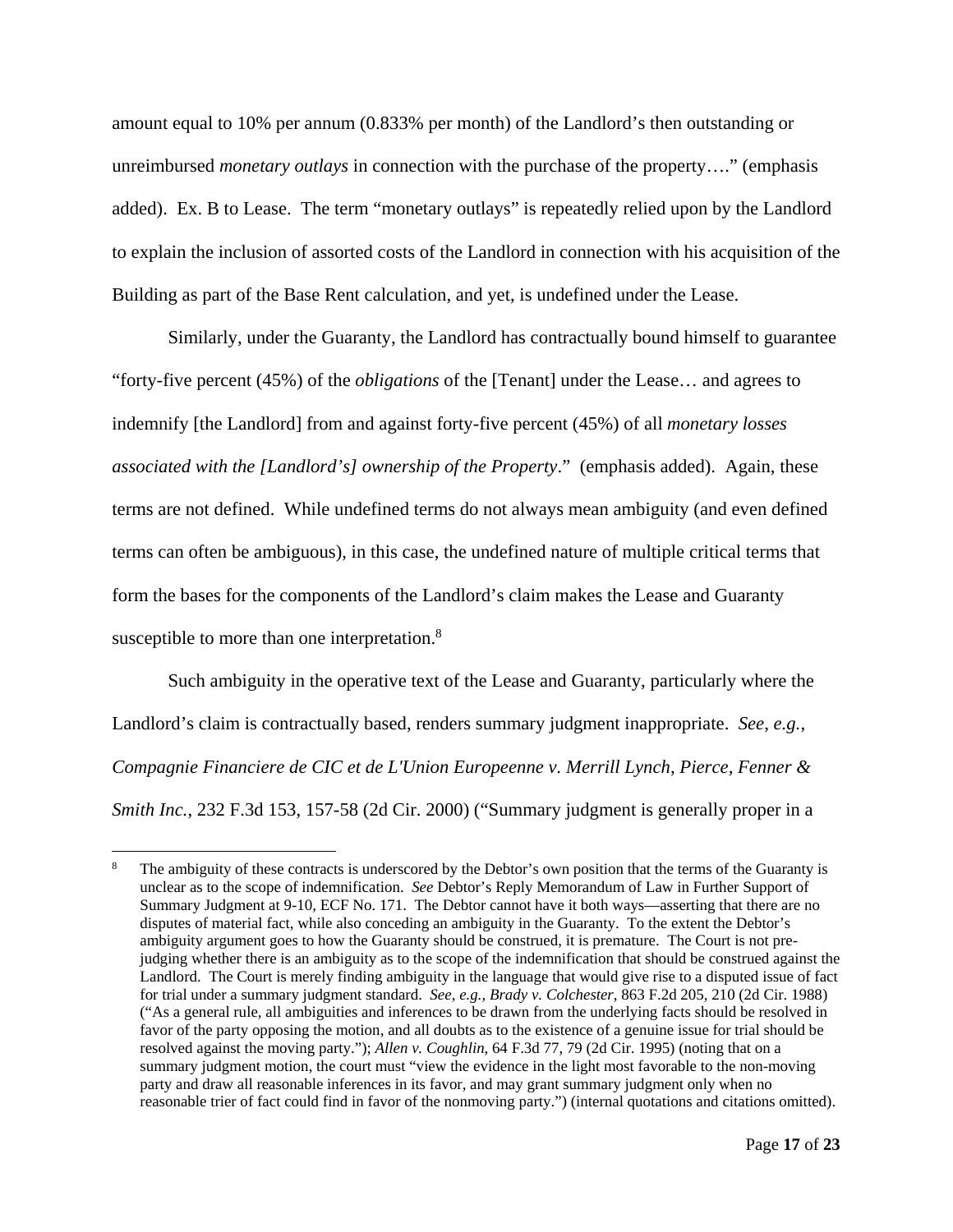amount equal to 10% per annum (0.833% per month) of the Landlord's then outstanding or unreimbursed *monetary outlays* in connection with the purchase of the property…." (emphasis added). Ex. B to Lease. The term "monetary outlays" is repeatedly relied upon by the Landlord to explain the inclusion of assorted costs of the Landlord in connection with his acquisition of the Building as part of the Base Rent calculation, and yet, is undefined under the Lease.

Similarly, under the Guaranty, the Landlord has contractually bound himself to guarantee "forty-five percent (45%) of the *obligations* of the [Tenant] under the Lease… and agrees to indemnify [the Landlord] from and against forty-five percent (45%) of all *monetary losses associated with the [Landlord's] ownership of the Property*." (emphasis added). Again, these terms are not defined. While undefined terms do not always mean ambiguity (and even defined terms can often be ambiguous), in this case, the undefined nature of multiple critical terms that form the bases for the components of the Landlord's claim makes the Lease and Guaranty susceptible to more than one interpretation.[8]

Such ambiguity in the operative text of the Lease and Guaranty, particularly where the Landlord's claim is contractually based, renders summary judgment inappropriate. *See, e.g., Compagnie Financiere de CIC et de L'Union Europeenne v. Merrill Lynch, Pierce, Fenner & Smith Inc.*, 232 F.3d 153, 157-58 (2d Cir. 2000) ("Summary judgment is generally proper in a

---

[8] The ambiguity of these contracts is underscored by the Debtor's own position that the terms of the Guaranty is unclear as to the scope of indemnification. *See* Debtor's Reply Memorandum of Law in Further Support of Summary Judgment at 9-10, ECF No. 171. The Debtor cannot have it both ways—asserting that there are no disputes of material fact, while also conceding an ambiguity in the Guaranty. To the extent the Debtor's ambiguity argument goes to how the Guaranty should be construed, it is premature. The Court is not pre-judging whether there is an ambiguity as to the scope of the indemnification that should be construed against the Landlord. The Court is merely finding ambiguity in the language that would give rise to a disputed issue of fact for trial under a summary judgment standard. *See, e.g., Brady v. Colchester*, 863 F.2d 205, 210 (2d Cir. 1988) ("As a general rule, all ambiguities and inferences to be drawn from the underlying facts should be resolved in favor of the party opposing the motion, and all doubts as to the existence of a genuine issue for trial should be resolved against the moving party."); *Allen v. Coughlin*, 64 F.3d 77, 79 (2d Cir. 1995) (noting that on a summary judgment motion, the court must "view the evidence in the light most favorable to the non-moving party and draw all reasonable inferences in its favor, and may grant summary judgment only when no reasonable trier of fact could find in favor of the nonmoving party.") (internal quotations and citations omitted).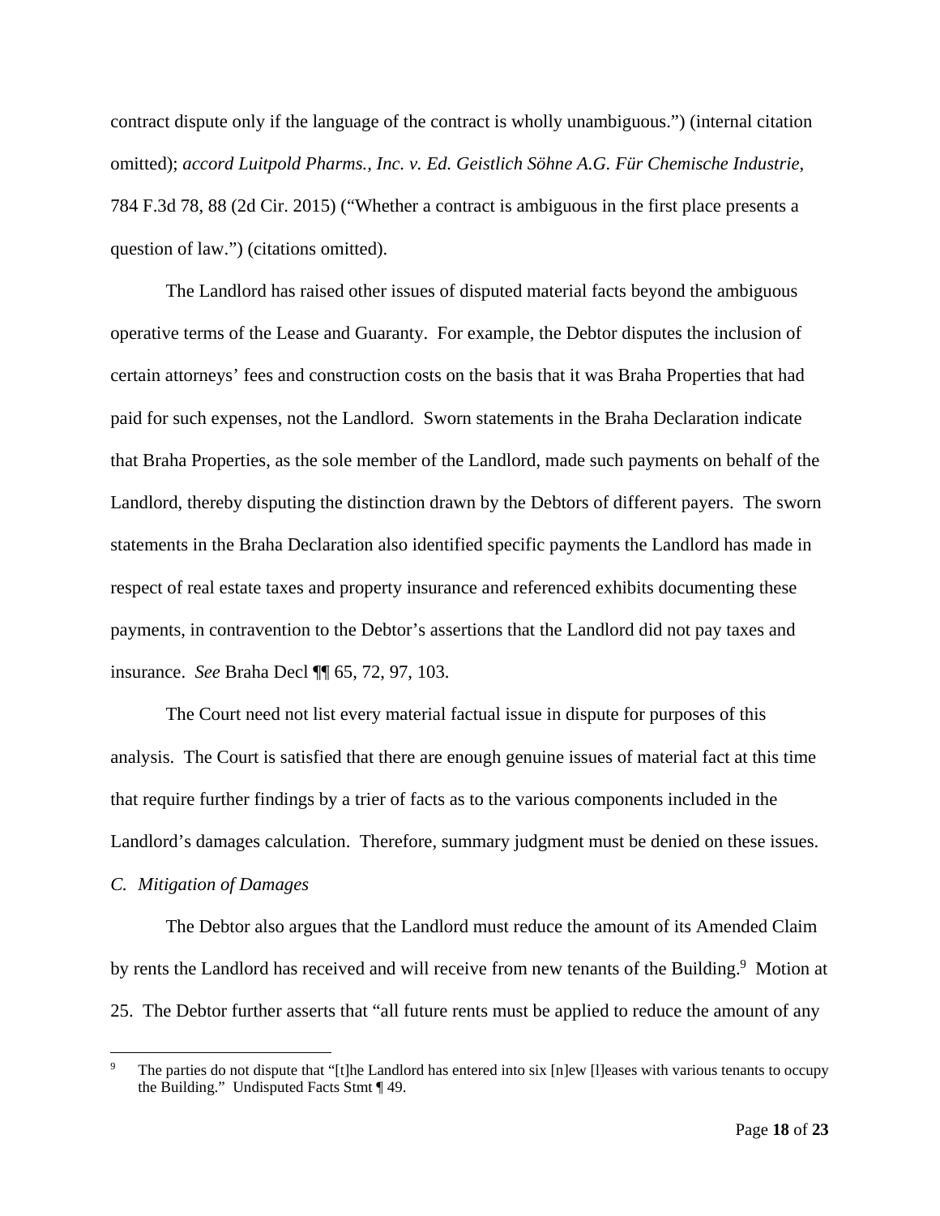contract dispute only if the language of the contract is wholly unambiguous.") (internal citation omitted); *accord Luitpold Pharms., Inc. v. Ed. Geistlich Söhne A.G. Für Chemische Industrie*, 784 F.3d 78, 88 (2d Cir. 2015) ("Whether a contract is ambiguous in the first place presents a question of law.") (citations omitted).

The Landlord has raised other issues of disputed material facts beyond the ambiguous operative terms of the Lease and Guaranty. For example, the Debtor disputes the inclusion of certain attorneys' fees and construction costs on the basis that it was Braha Properties that had paid for such expenses, not the Landlord. Sworn statements in the Braha Declaration indicate that Braha Properties, as the sole member of the Landlord, made such payments on behalf of the Landlord, thereby disputing the distinction drawn by the Debtors of different payers. The sworn statements in the Braha Declaration also identified specific payments the Landlord has made in respect of real estate taxes and property insurance and referenced exhibits documenting these payments, in contravention to the Debtor's assertions that the Landlord did not pay taxes and insurance. *See* Braha Decl ¶¶ 65, 72, 97, 103.

The Court need not list every material factual issue in dispute for purposes of this analysis. The Court is satisfied that there are enough genuine issues of material fact at this time that require further findings by a trier of facts as to the various components included in the Landlord's damages calculation. Therefore, summary judgment must be denied on these issues.

*C. Mitigation of Damages*

The Debtor also argues that the Landlord must reduce the amount of its Amended Claim by rents the Landlord has received and will receive from new tenants of the Building.[9] Motion at 25. The Debtor further asserts that "all future rents must be applied to reduce the amount of any

[9] The parties do not dispute that "[t]he Landlord has entered into six [n]ew [l]eases with various tenants to occupy the Building." Undisputed Facts Stmt ¶ 49.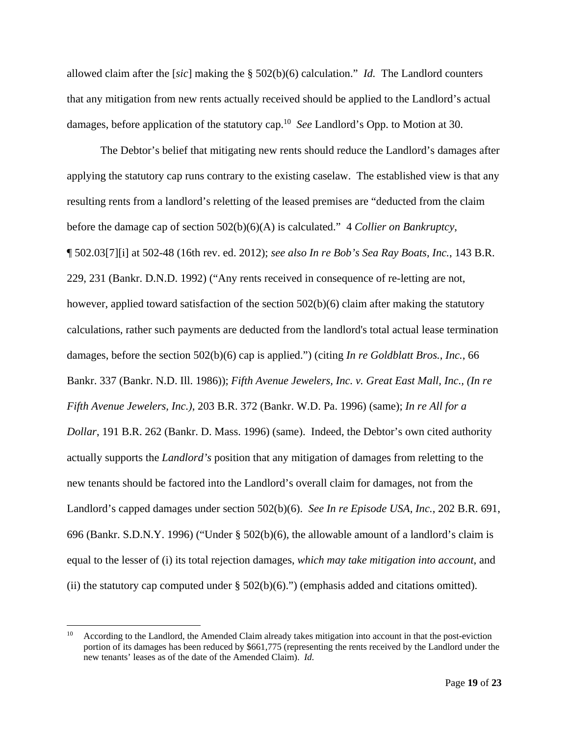allowed claim after the [*sic*] making the § 502(b)(6) calculation." *Id.* The Landlord counters that any mitigation from new rents actually received should be applied to the Landlord's actual damages, before application of the statutory cap.[10] *See* Landlord's Opp. to Motion at 30.

The Debtor's belief that mitigating new rents should reduce the Landlord's damages after applying the statutory cap runs contrary to the existing caselaw. The established view is that any resulting rents from a landlord's reletting of the leased premises are "deducted from the claim before the damage cap of section 502(b)(6)(A) is calculated." 4 *Collier on Bankruptcy*, ¶ 502.03[7][i] at 502-48 (16th rev. ed. 2012); *see also In re Bob's Sea Ray Boats, Inc.*, 143 B.R. 229, 231 (Bankr. D.N.D. 1992) ("Any rents received in consequence of re-letting are not, however, applied toward satisfaction of the section 502(b)(6) claim after making the statutory calculations, rather such payments are deducted from the landlord's total actual lease termination damages, before the section 502(b)(6) cap is applied.") (citing *In re Goldblatt Bros., Inc.*, 66 Bankr. 337 (Bankr. N.D. Ill. 1986)); *Fifth Avenue Jewelers, Inc. v. Great East Mall, Inc., (In re Fifth Avenue Jewelers, Inc.)*, 203 B.R. 372 (Bankr. W.D. Pa. 1996) (same); *In re All for a Dollar*, 191 B.R. 262 (Bankr. D. Mass. 1996) (same). Indeed, the Debtor's own cited authority actually supports the *Landlord's* position that any mitigation of damages from reletting to the new tenants should be factored into the Landlord's overall claim for damages, not from the Landlord's capped damages under section 502(b)(6). *See In re Episode USA, Inc.*, 202 B.R. 691, 696 (Bankr. S.D.N.Y. 1996) ("Under § 502(b)(6), the allowable amount of a landlord's claim is equal to the lesser of (i) its total rejection damages, *which may take mitigation into account*, and (ii) the statutory cap computed under § 502(b)(6).") (emphasis added and citations omitted).

---

[10] According to the Landlord, the Amended Claim already takes mitigation into account in that the post-eviction portion of its damages has been reduced by $661,775 (representing the rents received by the Landlord under the new tenants' leases as of the date of the Amended Claim). *Id.*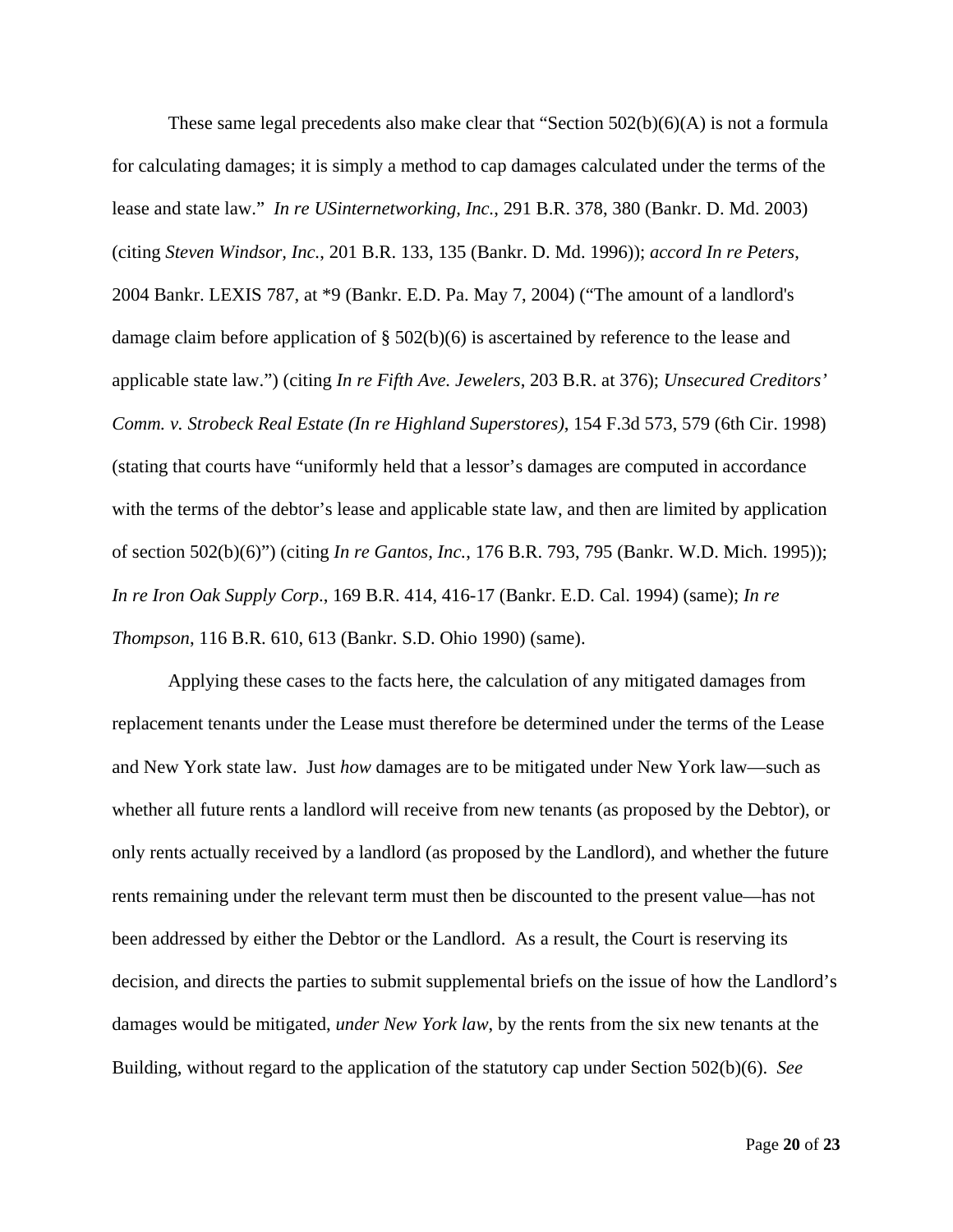These same legal precedents also make clear that "Section 502(b)(6)(A) is not a formula for calculating damages; it is simply a method to cap damages calculated under the terms of the lease and state law." *In re USinternetworking, Inc.*, 291 B.R. 378, 380 (Bankr. D. Md. 2003) (citing *Steven Windsor, Inc.*, 201 B.R. 133, 135 (Bankr. D. Md. 1996)); *accord In re Peters*, 2004 Bankr. LEXIS 787, at *9 (Bankr. E.D. Pa. May 7, 2004) ("The amount of a landlord's damage claim before application of § 502(b)(6) is ascertained by reference to the lease and applicable state law.") (citing *In re Fifth Ave. Jewelers*, 203 B.R. at 376); *Unsecured Creditors' Comm. v. Strobeck Real Estate (In re Highland Superstores)*, 154 F.3d 573, 579 (6th Cir. 1998) (stating that courts have "uniformly held that a lessor's damages are computed in accordance with the terms of the debtor's lease and applicable state law, and then are limited by application of section 502(b)(6)") (citing *In re Gantos, Inc.*, 176 B.R. 793, 795 (Bankr. W.D. Mich. 1995)); *In re Iron Oak Supply Corp*., 169 B.R. 414, 416-17 (Bankr. E.D. Cal. 1994) (same); *In re Thompson*, 116 B.R. 610, 613 (Bankr. S.D. Ohio 1990) (same).

Applying these cases to the facts here, the calculation of any mitigated damages from replacement tenants under the Lease must therefore be determined under the terms of the Lease and New York state law. Just *how* damages are to be mitigated under New York law—such as whether all future rents a landlord will receive from new tenants (as proposed by the Debtor), or only rents actually received by a landlord (as proposed by the Landlord), and whether the future rents remaining under the relevant term must then be discounted to the present value—has not been addressed by either the Debtor or the Landlord. As a result, the Court is reserving its decision, and directs the parties to submit supplemental briefs on the issue of how the Landlord's damages would be mitigated, *under New York law*, by the rents from the six new tenants at the Building, without regard to the application of the statutory cap under Section 502(b)(6). *See*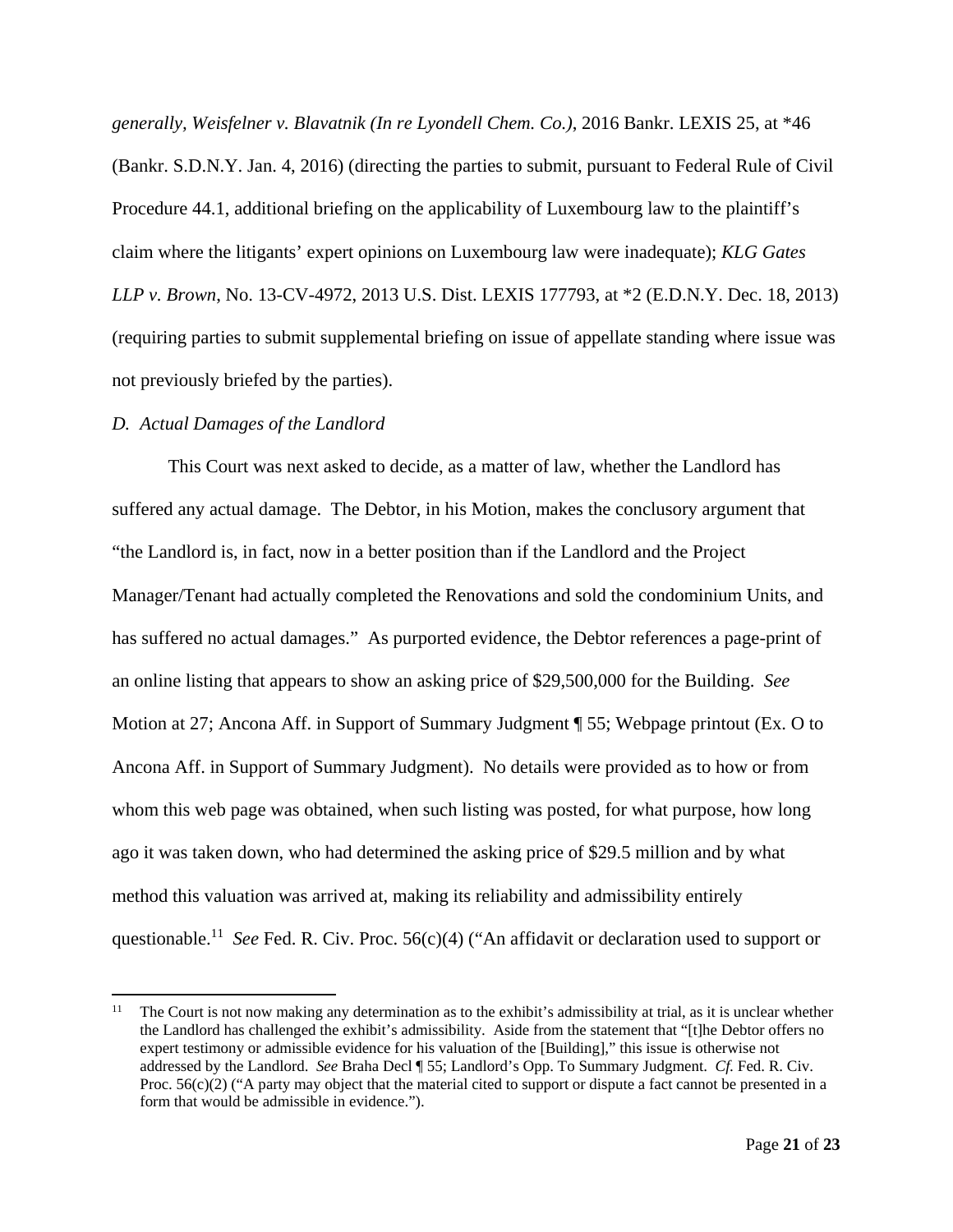*generally, Weisfelner v. Blavatnik (In re Lyondell Chem. Co.)*, 2016 Bankr. LEXIS 25, at *46 (Bankr. S.D.N.Y. Jan. 4, 2016) (directing the parties to submit, pursuant to Federal Rule of Civil Procedure 44.1, additional briefing on the applicability of Luxembourg law to the plaintiff's claim where the litigants' expert opinions on Luxembourg law were inadequate); *KLG Gates LLP v. Brown*, No. 13-CV-4972, 2013 U.S. Dist. LEXIS 177793, at *2 (E.D.N.Y. Dec. 18, 2013) (requiring parties to submit supplemental briefing on issue of appellate standing where issue was not previously briefed by the parties).

*D. Actual Damages of the Landlord*

This Court was next asked to decide, as a matter of law, whether the Landlord has suffered any actual damage. The Debtor, in his Motion, makes the conclusory argument that "the Landlord is, in fact, now in a better position than if the Landlord and the Project Manager/Tenant had actually completed the Renovations and sold the condominium Units, and has suffered no actual damages." As purported evidence, the Debtor references a page-print of an online listing that appears to show an asking price of $29,500,000 for the Building. *See* Motion at 27; Ancona Aff. in Support of Summary Judgment ¶ 55; Webpage printout (Ex. O to Ancona Aff. in Support of Summary Judgment). No details were provided as to how or from whom this web page was obtained, when such listing was posted, for what purpose, how long ago it was taken down, who had determined the asking price of $29.5 million and by what method this valuation was arrived at, making its reliability and admissibility entirely questionable.[11] *See* Fed. R. Civ. Proc. 56(c)(4) ("An affidavit or declaration used to support or

[11] The Court is not now making any determination as to the exhibit's admissibility at trial, as it is unclear whether the Landlord has challenged the exhibit's admissibility. Aside from the statement that "[t]he Debtor offers no expert testimony or admissible evidence for his valuation of the [Building]," this issue is otherwise not addressed by the Landlord. *See* Braha Decl ¶ 55; Landlord's Opp. To Summary Judgment. *Cf.* Fed. R. Civ. Proc. 56(c)(2) ("A party may object that the material cited to support or dispute a fact cannot be presented in a form that would be admissible in evidence.").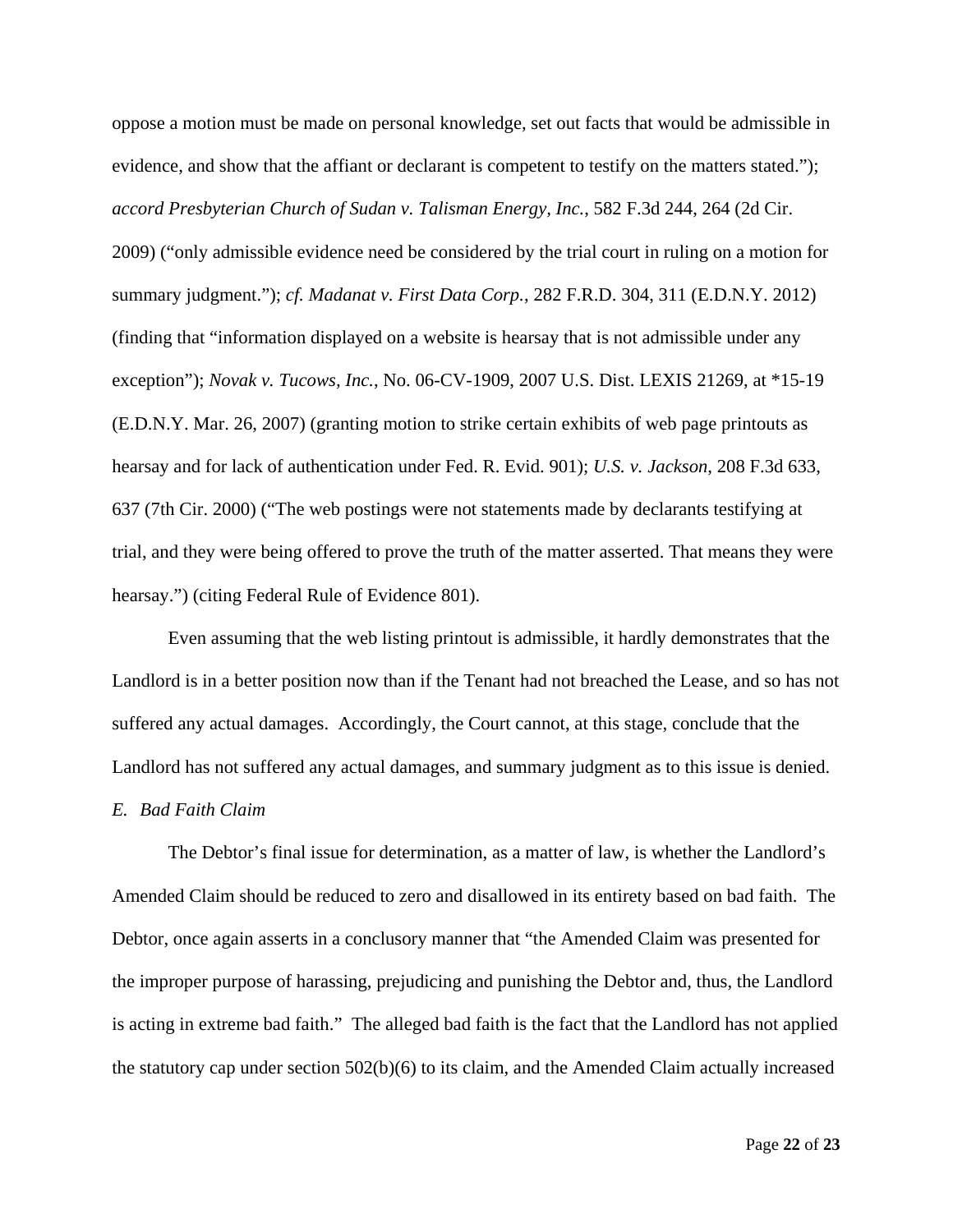oppose a motion must be made on personal knowledge, set out facts that would be admissible in evidence, and show that the affiant or declarant is competent to testify on the matters stated."); *accord Presbyterian Church of Sudan v. Talisman Energy, Inc.*, 582 F.3d 244, 264 (2d Cir. 2009) ("only admissible evidence need be considered by the trial court in ruling on a motion for summary judgment."); *cf. Madanat v. First Data Corp.*, 282 F.R.D. 304, 311 (E.D.N.Y. 2012) (finding that "information displayed on a website is hearsay that is not admissible under any exception"); *Novak v. Tucows, Inc.*, No. 06-CV-1909, 2007 U.S. Dist. LEXIS 21269, at *15-19 (E.D.N.Y. Mar. 26, 2007) (granting motion to strike certain exhibits of web page printouts as hearsay and for lack of authentication under Fed. R. Evid. 901); *U.S. v. Jackson*, 208 F.3d 633, 637 (7th Cir. 2000) ("The web postings were not statements made by declarants testifying at trial, and they were being offered to prove the truth of the matter asserted. That means they were hearsay.") (citing Federal Rule of Evidence 801).

Even assuming that the web listing printout is admissible, it hardly demonstrates that the Landlord is in a better position now than if the Tenant had not breached the Lease, and so has not suffered any actual damages. Accordingly, the Court cannot, at this stage, conclude that the Landlord has not suffered any actual damages, and summary judgment as to this issue is denied.

*E. Bad Faith Claim*

The Debtor's final issue for determination, as a matter of law, is whether the Landlord's Amended Claim should be reduced to zero and disallowed in its entirety based on bad faith. The Debtor, once again asserts in a conclusory manner that "the Amended Claim was presented for the improper purpose of harassing, prejudicing and punishing the Debtor and, thus, the Landlord is acting in extreme bad faith." The alleged bad faith is the fact that the Landlord has not applied the statutory cap under section 502(b)(6) to its claim, and the Amended Claim actually increased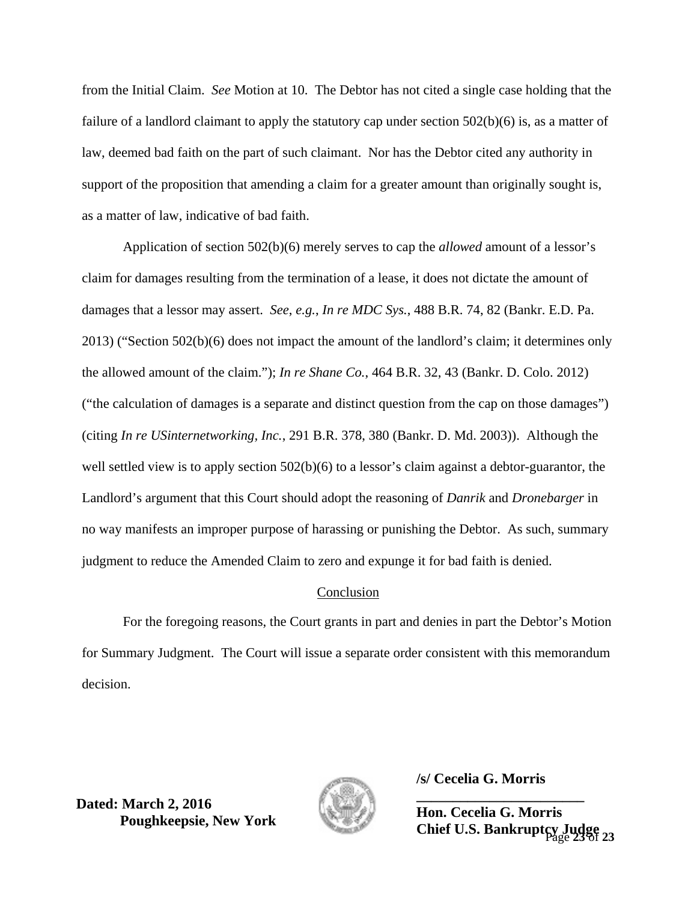from the Initial Claim. *See* Motion at 10. The Debtor has not cited a single case holding that the failure of a landlord claimant to apply the statutory cap under section 502(b)(6) is, as a matter of law, deemed bad faith on the part of such claimant. Nor has the Debtor cited any authority in support of the proposition that amending a claim for a greater amount than originally sought is, as a matter of law, indicative of bad faith.

Application of section 502(b)(6) merely serves to cap the *allowed* amount of a lessor's claim for damages resulting from the termination of a lease, it does not dictate the amount of damages that a lessor may assert. *See, e.g.*, *In re MDC Sys.*, 488 B.R. 74, 82 (Bankr. E.D. Pa. 2013) ("Section 502(b)(6) does not impact the amount of the landlord's claim; it determines only the allowed amount of the claim."); *In re Shane Co.*, 464 B.R. 32, 43 (Bankr. D. Colo. 2012) ("the calculation of damages is a separate and distinct question from the cap on those damages") (citing *In re USinternetworking, Inc.*, 291 B.R. 378, 380 (Bankr. D. Md. 2003)). Although the well settled view is to apply section 502(b)(6) to a lessor's claim against a debtor-guarantor, the Landlord's argument that this Court should adopt the reasoning of *Danrik* and *Dronebarger* in no way manifests an improper purpose of harassing or punishing the Debtor. As such, summary judgment to reduce the Amended Claim to zero and expunge it for bad faith is denied.

Conclusion

For the foregoing reasons, the Court grants in part and denies in part the Debtor's Motion for Summary Judgment. The Court will issue a separate order consistent with this memorandum decision.

**Dated: March 2, 2016**
**Poughkeepsie, New York**

**/s/ Cecelia G. Morris**
**_______________________**
**Hon. Cecelia G. Morris**
**Chief U.S. Bankruptcy Judge**